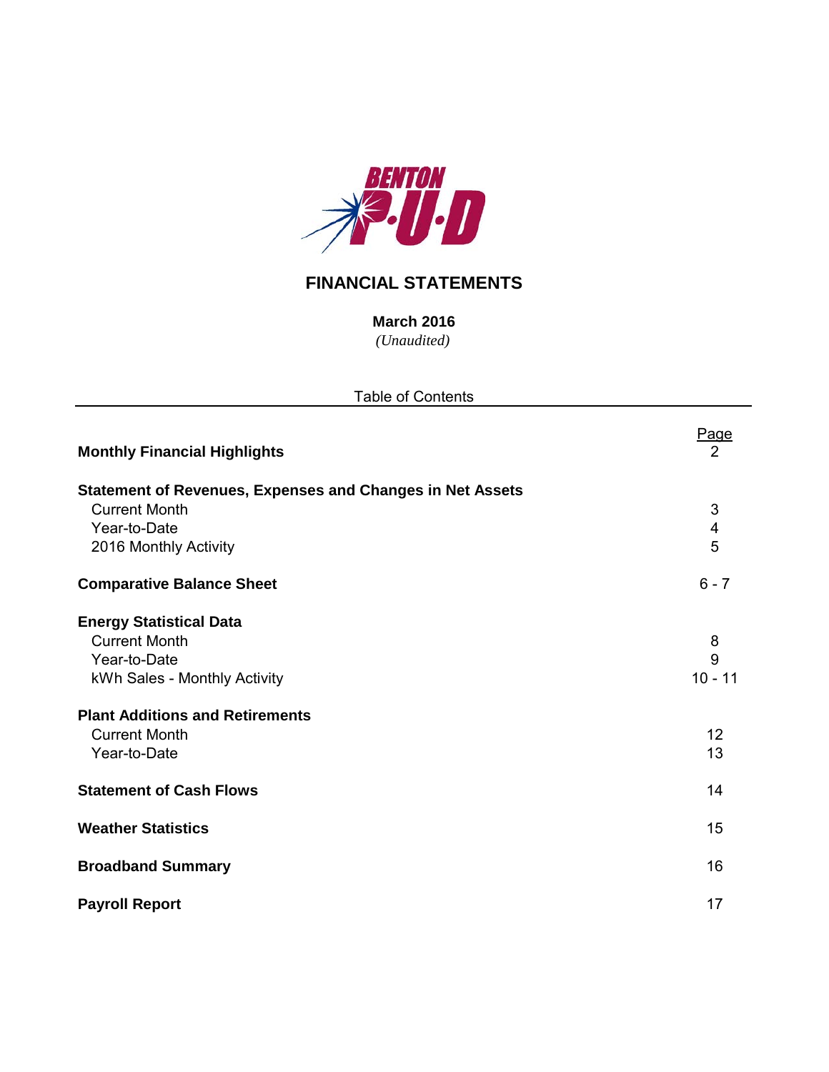BENTON P·U·D

# FINANCIAL STATEMENTS

**March 2016**
*(Unaudited)*

Table of Contents

| | Page |
|---|---|
| **Monthly Financial Highlights** | 2 |
| **Statement of Revenues, Expenses and Changes in Net Assets** | |
| Current Month | 3 |
| Year-to-Date | 4 |
| 2016 Monthly Activity | 5 |
| **Comparative Balance Sheet** | 6 - 7 |
| **Energy Statistical Data** | |
| Current Month | 8 |
| Year-to-Date | 9 |
| kWh Sales - Monthly Activity | 10 - 11 |
| **Plant Additions and Retirements** | |
| Current Month | 12 |
| Year-to-Date | 13 |
| **Statement of Cash Flows** | 14 |
| **Weather Statistics** | 15 |
| **Broadband Summary** | 16 |
| **Payroll Report** | 17 |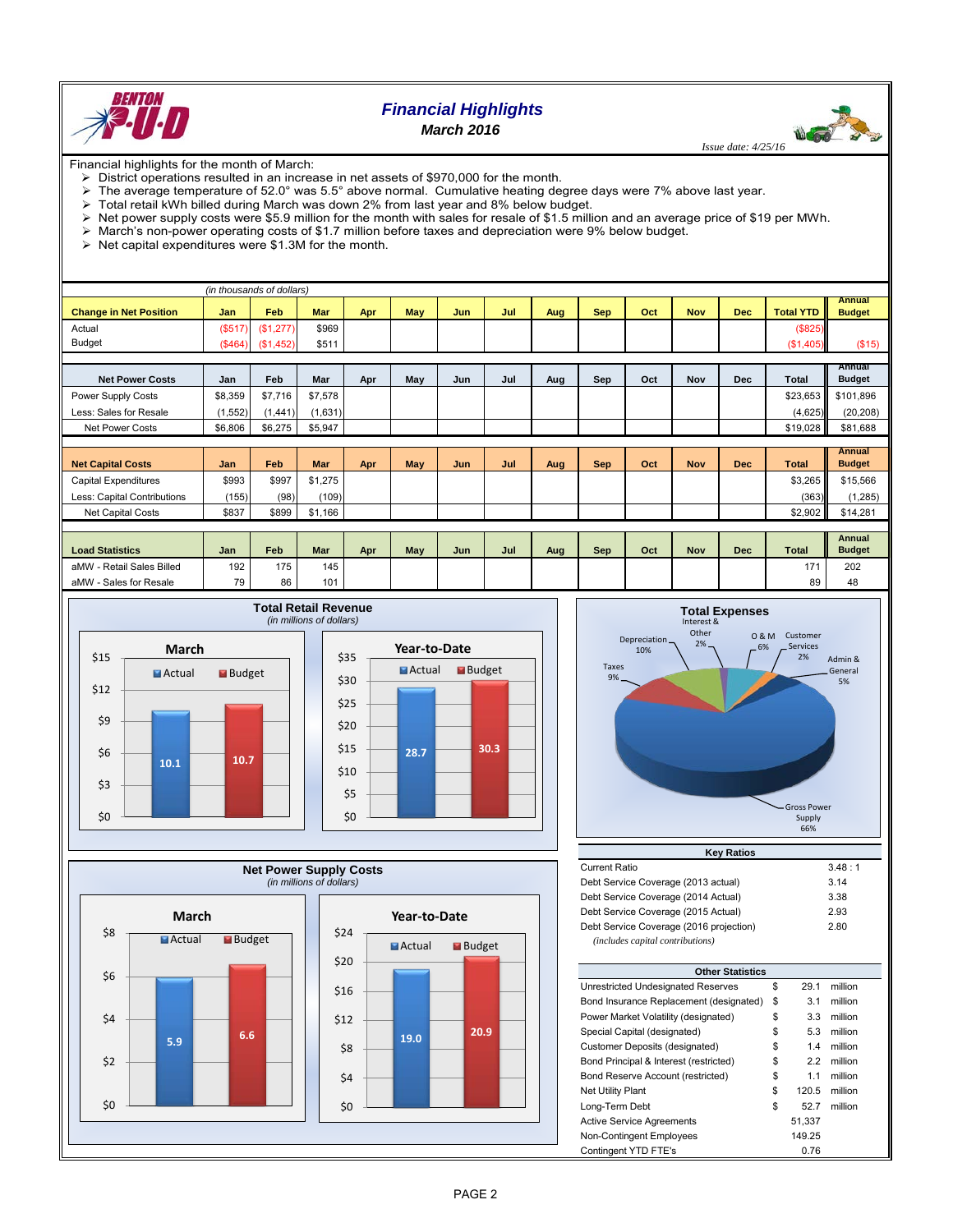# Financial Highlights

## March 2016

*Issue date: 4/25/16*

Financial highlights for the month of March:

- District operations resulted in an increase in net assets of $970,000 for the month.
- The average temperature of 52.0° was 5.5° above normal. Cumulative heating degree days were 7% above last year.
- Total retail kWh billed during March was down 2% from last year and 8% below budget.
- Net power supply costs were $5.9 million for the month with sales for resale of $1.5 million and an average price of $19 per MWh.
- March's non-power operating costs of $1.7 million before taxes and depreciation were 9% below budget.
- Net capital expenditures were $1.3M for the month.

*(in thousands of dollars)*

| Change in Net Position | Jan | Feb | Mar | Apr | May | Jun | Jul | Aug | Sep | Oct | Nov | Dec | Total YTD | Annual Budget |
|---|---|---|---|---|---|---|---|---|---|---|---|---|---|---|
| Actual | ($517) | ($1,277) | $969 | | | | | | | | | | ($825) | |
| Budget | ($464) | ($1,452) | $511 | | | | | | | | | | ($1,405) | ($15) |

| Net Power Costs | Jan | Feb | Mar | Apr | May | Jun | Jul | Aug | Sep | Oct | Nov | Dec | Total | Annual Budget |
|---|---|---|---|---|---|---|---|---|---|---|---|---|---|---|
| Power Supply Costs | $8,359 | $7,716 | $7,578 | | | | | | | | | | $23,653 | $101,896 |
| Less: Sales for Resale | (1,552) | (1,441) | (1,631) | | | | | | | | | | (4,625) | (20,208) |
| Net Power Costs | $6,806 | $6,275 | $5,947 | | | | | | | | | | $19,028 | $81,688 |

| Net Capital Costs | Jan | Feb | Mar | Apr | May | Jun | Jul | Aug | Sep | Oct | Nov | Dec | Total | Annual Budget |
|---|---|---|---|---|---|---|---|---|---|---|---|---|---|---|
| Capital Expenditures | $993 | $997 | $1,275 | | | | | | | | | | $3,265 | $15,566 |
| Less: Capital Contributions | (155) | (98) | (109) | | | | | | | | | | (363) | (1,285) |
| Net Capital Costs | $837 | $899 | $1,166 | | | | | | | | | | $2,902 | $14,281 |

| Load Statistics | Jan | Feb | Mar | Apr | May | Jun | Jul | Aug | Sep | Oct | Nov | Dec | Total | Annual Budget |
|---|---|---|---|---|---|---|---|---|---|---|---|---|---|---|
| aMW - Retail Sales Billed | 192 | 175 | 145 | | | | | | | | | | 171 | 202 |
| aMW - Sales for Resale | 79 | 86 | 101 | | | | | | | | | | 89 | 48 |

**Total Retail Revenue** *(in millions of dollars)*

| | Actual | Budget |
|---|---|---|
| March | 10.1 | 10.7 |
| Year-to-Date | 28.7 | 30.3 |

**Total Expenses**

| Category | Percent |
|---|---|
| Gross Power Supply | 66% |
| Taxes | 9% |
| Depreciation | 10% |
| Interest & Other | 2% |
| O & M | 6% |
| Customer Services | 2% |
| Admin & General | 5% |

**Net Power Supply Costs** *(in millions of dollars)*

| | Actual | Budget |
|---|---|---|
| March | 5.9 | 6.6 |
| Year-to-Date | 19.0 | 20.9 |

**Key Ratios**

| | |
|---|---|
| Current Ratio | 3.48 : 1 |
| Debt Service Coverage (2013 actual) | 3.14 |
| Debt Service Coverage (2014 Actual) | 3.38 |
| Debt Service Coverage (2015 Actual) | 2.93 |
| Debt Service Coverage (2016 projection) | 2.80 |

*(includes capital contributions)*

**Other Statistics**

| | | |
|---|---|---|
| Unrestricted Undesignated Reserves | $ 29.1 | million |
| Bond Insurance Replacement (designated) | $ 3.1 | million |
| Power Market Volatility (designated) | $ 3.3 | million |
| Special Capital (designated) | $ 5.3 | million |
| Customer Deposits (designated) | $ 1.4 | million |
| Bond Principal & Interest (restricted) | $ 2.2 | million |
| Bond Reserve Account (restricted) | $ 1.1 | million |
| Net Utility Plant | $ 120.5 | million |
| Long-Term Debt | $ 52.7 | million |
| Active Service Agreements | 51,337 | |
| Non-Contingent Employees | 149.25 | |
| Contingent YTD FTE's | 0.76 | |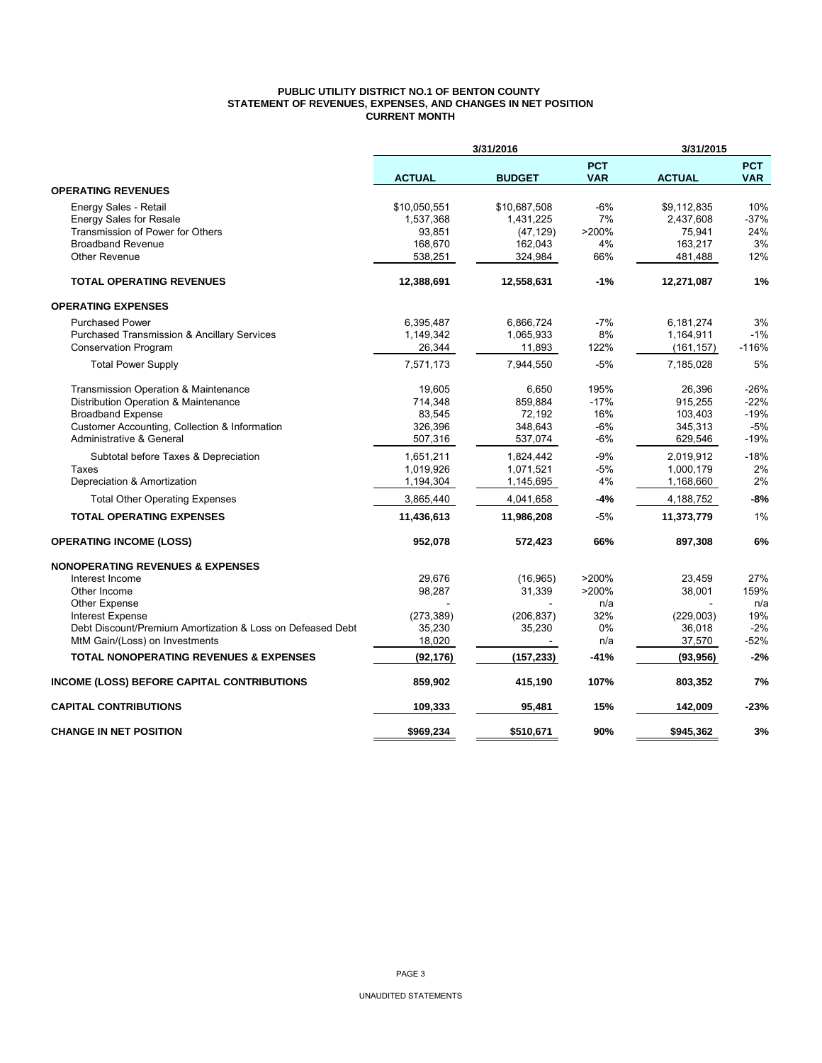**PUBLIC UTILITY DISTRICT NO.1 OF BENTON COUNTY**
**STATEMENT OF REVENUES, EXPENSES, AND CHANGES IN NET POSITION**
**CURRENT MONTH**

| | 3/31/2016 | | | 3/31/2015 | |
|---|---|---|---|---|---|
| | **ACTUAL** | **BUDGET** | **PCT VAR** | **ACTUAL** | **PCT VAR** |
| **OPERATING REVENUES** | | | | | |
| Energy Sales - Retail | $10,050,551 | $10,687,508 | -6% | $9,112,835 | 10% |
| Energy Sales for Resale | 1,537,368 | 1,431,225 | 7% | 2,437,608 | -37% |
| Transmission of Power for Others | 93,851 | (47,129) | >200% | 75,941 | 24% |
| Broadband Revenue | 168,670 | 162,043 | 4% | 163,217 | 3% |
| Other Revenue | 538,251 | 324,984 | 66% | 481,488 | 12% |
| **TOTAL OPERATING REVENUES** | **12,388,691** | **12,558,631** | **-1%** | **12,271,087** | **1%** |
| **OPERATING EXPENSES** | | | | | |
| Purchased Power | 6,395,487 | 6,866,724 | -7% | 6,181,274 | 3% |
| Purchased Transmission & Ancillary Services | 1,149,342 | 1,065,933 | 8% | 1,164,911 | -1% |
| Conservation Program | 26,344 | 11,893 | 122% | (161,157) | -116% |
| Total Power Supply | 7,571,173 | 7,944,550 | -5% | 7,185,028 | 5% |
| Transmission Operation & Maintenance | 19,605 | 6,650 | 195% | 26,396 | -26% |
| Distribution Operation & Maintenance | 714,348 | 859,884 | -17% | 915,255 | -22% |
| Broadband Expense | 83,545 | 72,192 | 16% | 103,403 | -19% |
| Customer Accounting, Collection & Information | 326,396 | 348,643 | -6% | 345,313 | -5% |
| Administrative & General | 507,316 | 537,074 | -6% | 629,546 | -19% |
| Subtotal before Taxes & Depreciation | 1,651,211 | 1,824,442 | -9% | 2,019,912 | -18% |
| Taxes | 1,019,926 | 1,071,521 | -5% | 1,000,179 | 2% |
| Depreciation & Amortization | 1,194,304 | 1,145,695 | 4% | 1,168,660 | 2% |
| Total Other Operating Expenses | 3,865,440 | 4,041,658 | **-4%** | 4,188,752 | **-8%** |
| **TOTAL OPERATING EXPENSES** | **11,436,613** | **11,986,208** | -5% | **11,373,779** | 1% |
| **OPERATING INCOME (LOSS)** | **952,078** | **572,423** | **66%** | **897,308** | **6%** |
| **NONOPERATING REVENUES & EXPENSES** | | | | | |
| Interest Income | 29,676 | (16,965) | >200% | 23,459 | 27% |
| Other Income | 98,287 | 31,339 | >200% | 38,001 | 159% |
| Other Expense | - | - | n/a | - | n/a |
| Interest Expense | (273,389) | (206,837) | 32% | (229,003) | 19% |
| Debt Discount/Premium Amortization & Loss on Defeased Debt | 35,230 | 35,230 | 0% | 36,018 | -2% |
| MtM Gain/(Loss) on Investments | 18,020 | - | n/a | 37,570 | -52% |
| **TOTAL NONOPERATING REVENUES & EXPENSES** | **(92,176)** | **(157,233)** | **-41%** | **(93,956)** | **-2%** |
| **INCOME (LOSS) BEFORE CAPITAL CONTRIBUTIONS** | **859,902** | **415,190** | **107%** | **803,352** | **7%** |
| **CAPITAL CONTRIBUTIONS** | **109,333** | **95,481** | **15%** | **142,009** | **-23%** |
| **CHANGE IN NET POSITION** | **$969,234** | **$510,671** | **90%** | **$945,362** | **3%** |

UNAUDITED STATEMENTS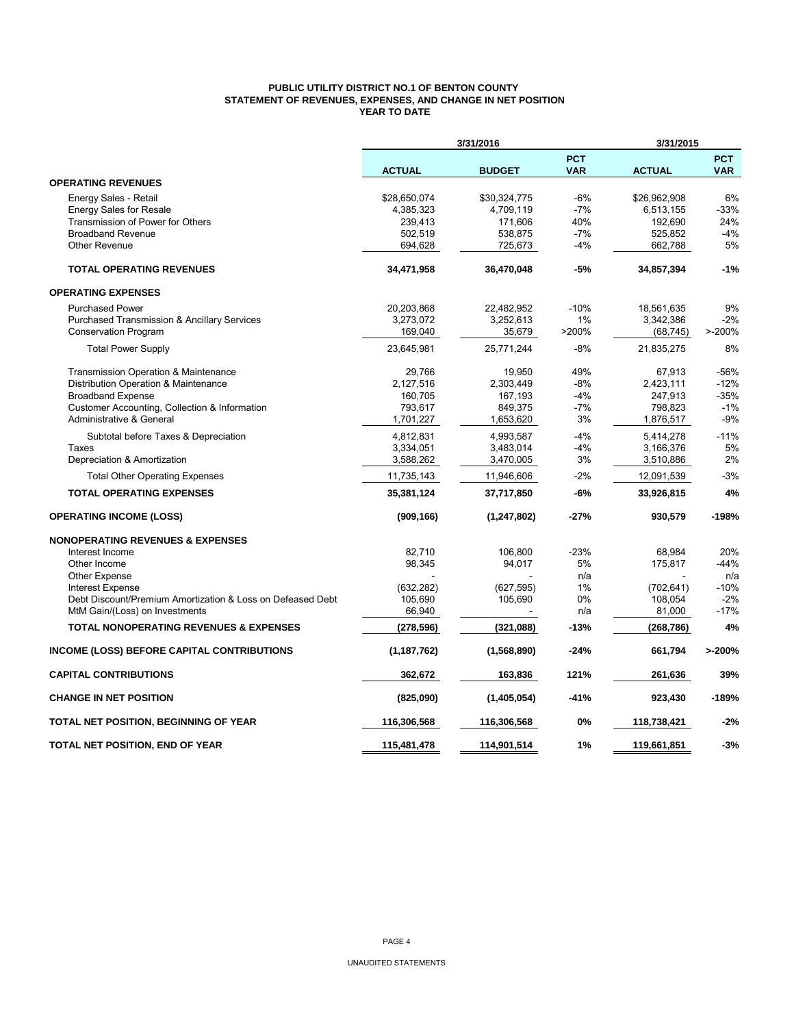**PUBLIC UTILITY DISTRICT NO.1 OF BENTON COUNTY**
**STATEMENT OF REVENUES, EXPENSES, AND CHANGE IN NET POSITION**
**YEAR TO DATE**

| | 3/31/2016 | | | 3/31/2015 | |
|---|---|---|---|---|---|
| | **ACTUAL** | **BUDGET** | **PCT VAR** | **ACTUAL** | **PCT VAR** |
| **OPERATING REVENUES** | | | | | |
| Energy Sales - Retail | $28,650,074 | $30,324,775 | -6% | $26,962,908 | 6% |
| Energy Sales for Resale | 4,385,323 | 4,709,119 | -7% | 6,513,155 | -33% |
| Transmission of Power for Others | 239,413 | 171,606 | 40% | 192,690 | 24% |
| Broadband Revenue | 502,519 | 538,875 | -7% | 525,852 | -4% |
| Other Revenue | 694,628 | 725,673 | -4% | 662,788 | 5% |
| **TOTAL OPERATING REVENUES** | **34,471,958** | **36,470,048** | **-5%** | **34,857,394** | **-1%** |
| **OPERATING EXPENSES** | | | | | |
| Purchased Power | 20,203,868 | 22,482,952 | -10% | 18,561,635 | 9% |
| Purchased Transmission & Ancillary Services | 3,273,072 | 3,252,613 | 1% | 3,342,386 | -2% |
| Conservation Program | 169,040 | 35,679 | >200% | (68,745) | >-200% |
| Total Power Supply | 23,645,981 | 25,771,244 | -8% | 21,835,275 | 8% |
| Transmission Operation & Maintenance | 29,766 | 19,950 | 49% | 67,913 | -56% |
| Distribution Operation & Maintenance | 2,127,516 | 2,303,449 | -8% | 2,423,111 | -12% |
| Broadband Expense | 160,705 | 167,193 | -4% | 247,913 | -35% |
| Customer Accounting, Collection & Information | 793,617 | 849,375 | -7% | 798,823 | -1% |
| Administrative & General | 1,701,227 | 1,653,620 | 3% | 1,876,517 | -9% |
| Subtotal before Taxes & Depreciation | 4,812,831 | 4,993,587 | -4% | 5,414,278 | -11% |
| Taxes | 3,334,051 | 3,483,014 | -4% | 3,166,376 | 5% |
| Depreciation & Amortization | 3,588,262 | 3,470,005 | 3% | 3,510,886 | 2% |
| Total Other Operating Expenses | 11,735,143 | 11,946,606 | -2% | 12,091,539 | -3% |
| **TOTAL OPERATING EXPENSES** | **35,381,124** | **37,717,850** | **-6%** | **33,926,815** | **4%** |
| **OPERATING INCOME (LOSS)** | **(909,166)** | **(1,247,802)** | **-27%** | **930,579** | **-198%** |
| **NONOPERATING REVENUES & EXPENSES** | | | | | |
| Interest Income | 82,710 | 106,800 | -23% | 68,984 | 20% |
| Other Income | 98,345 | 94,017 | 5% | 175,817 | -44% |
| Other Expense | - | - | n/a | - | n/a |
| Interest Expense | (632,282) | (627,595) | 1% | (702,641) | -10% |
| Debt Discount/Premium Amortization & Loss on Defeased Debt | 105,690 | 105,690 | 0% | 108,054 | -2% |
| MtM Gain/(Loss) on Investments | 66,940 | - | n/a | 81,000 | -17% |
| **TOTAL NONOPERATING REVENUES & EXPENSES** | **(278,596)** | **(321,088)** | **-13%** | **(268,786)** | **4%** |
| **INCOME (LOSS) BEFORE CAPITAL CONTRIBUTIONS** | **(1,187,762)** | **(1,568,890)** | **-24%** | **661,794** | **>-200%** |
| **CAPITAL CONTRIBUTIONS** | **362,672** | **163,836** | **121%** | **261,636** | **39%** |
| **CHANGE IN NET POSITION** | **(825,090)** | **(1,405,054)** | **-41%** | **923,430** | **-189%** |
| **TOTAL NET POSITION, BEGINNING OF YEAR** | **116,306,568** | **116,306,568** | **0%** | **118,738,421** | **-2%** |
| **TOTAL NET POSITION, END OF YEAR** | **115,481,478** | **114,901,514** | **1%** | **119,661,851** | **-3%** |

UNAUDITED STATEMENTS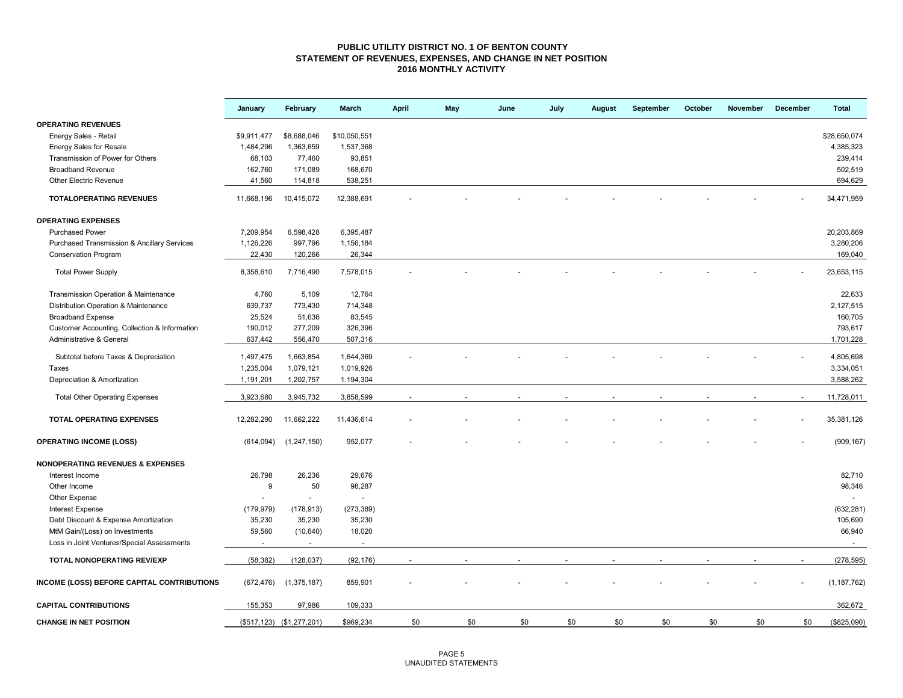**PUBLIC UTILITY DISTRICT NO. 1 OF BENTON COUNTY**
**STATEMENT OF REVENUES, EXPENSES, AND CHANGE IN NET POSITION**
**2016 MONTHLY ACTIVITY**

| | January | February | March | April | May | June | July | August | September | October | November | December | Total |
|---|---|---|---|---|---|---|---|---|---|---|---|---|---|
| **OPERATING REVENUES** | | | | | | | | | | | | | |
| Energy Sales - Retail | $9,911,477 | $8,688,046 | $10,050,551 | | | | | | | | | | $28,650,074 |
| Energy Sales for Resale | 1,484,296 | 1,363,659 | 1,537,368 | | | | | | | | | | 4,385,323 |
| Transmission of Power for Others | 68,103 | 77,460 | 93,851 | | | | | | | | | | 239,414 |
| Broadband Revenue | 162,760 | 171,089 | 168,670 | | | | | | | | | | 502,519 |
| Other Electric Revenue | 41,560 | 114,818 | 538,251 | | | | | | | | | | 694,629 |
| **TOTALOPERATING REVENUES** | 11,668,196 | 10,415,072 | 12,388,691 | - | - | - | - | - | - | - | - | - | 34,471,959 |
| **OPERATING EXPENSES** | | | | | | | | | | | | | |
| Purchased Power | 7,209,954 | 6,598,428 | 6,395,487 | | | | | | | | | | 20,203,869 |
| Purchased Transmission & Ancillary Services | 1,126,226 | 997,796 | 1,156,184 | | | | | | | | | | 3,280,206 |
| Conservation Program | 22,430 | 120,266 | 26,344 | | | | | | | | | | 169,040 |
| Total Power Supply | 8,358,610 | 7,716,490 | 7,578,015 | - | - | - | - | - | - | - | - | - | 23,653,115 |
| Transmission Operation & Maintenance | 4,760 | 5,109 | 12,764 | | | | | | | | | | 22,633 |
| Distribution Operation & Maintenance | 639,737 | 773,430 | 714,348 | | | | | | | | | | 2,127,515 |
| Broadband Expense | 25,524 | 51,636 | 83,545 | | | | | | | | | | 160,705 |
| Customer Accounting, Collection & Information | 190,012 | 277,209 | 326,396 | | | | | | | | | | 793,617 |
| Administrative & General | 637,442 | 556,470 | 507,316 | | | | | | | | | | 1,701,228 |
| Subtotal before Taxes & Depreciation | 1,497,475 | 1,663,854 | 1,644,369 | - | - | - | - | - | - | - | - | - | 4,805,698 |
| Taxes | 1,235,004 | 1,079,121 | 1,019,926 | | | | | | | | | | 3,334,051 |
| Depreciation & Amortization | 1,191,201 | 1,202,757 | 1,194,304 | | | | | | | | | | 3,588,262 |
| Total Other Operating Expenses | 3,923,680 | 3,945,732 | 3,858,599 | - | - | - | - | - | - | - | - | - | 11,728,011 |
| **TOTAL OPERATING EXPENSES** | 12,282,290 | 11,662,222 | 11,436,614 | - | - | - | - | - | - | - | - | - | 35,381,126 |
| **OPERATING INCOME (LOSS)** | (614,094) | (1,247,150) | 952,077 | - | - | - | - | - | - | - | - | - | (909,167) |
| **NONOPERATING REVENUES & EXPENSES** | | | | | | | | | | | | | |
| Interest Income | 26,798 | 26,236 | 29,676 | | | | | | | | | | 82,710 |
| Other Income | 9 | 50 | 98,287 | | | | | | | | | | 98,346 |
| Other Expense | - | - | - | | | | | | | | | | - |
| Interest Expense | (179,979) | (178,913) | (273,389) | | | | | | | | | | (632,281) |
| Debt Discount & Expense Amortization | 35,230 | 35,230 | 35,230 | | | | | | | | | | 105,690 |
| MtM Gain/(Loss) on Investments | 59,560 | (10,640) | 18,020 | | | | | | | | | | 66,940 |
| Loss in Joint Ventures/Special Assessments | - | - | - | | | | | | | | | | - |
| **TOTAL NONOPERATING REV/EXP** | (58,382) | (128,037) | (92,176) | - | - | - | - | - | - | - | - | - | (278,595) |
| **INCOME (LOSS) BEFORE CAPITAL CONTRIBUTIONS** | (672,476) | (1,375,187) | 859,901 | - | - | - | - | - | - | - | - | - | (1,187,762) |
| **CAPITAL CONTRIBUTIONS** | 155,353 | 97,986 | 109,333 | | | | | | | | | | 362,672 |
| **CHANGE IN NET POSITION** | ($517,123) | ($1,277,201) | $969,234 | $0 | $0 | $0 | $0 | $0 | $0 | $0 | $0 | $0 | ($825,090) |

UNAUDITED STATEMENTS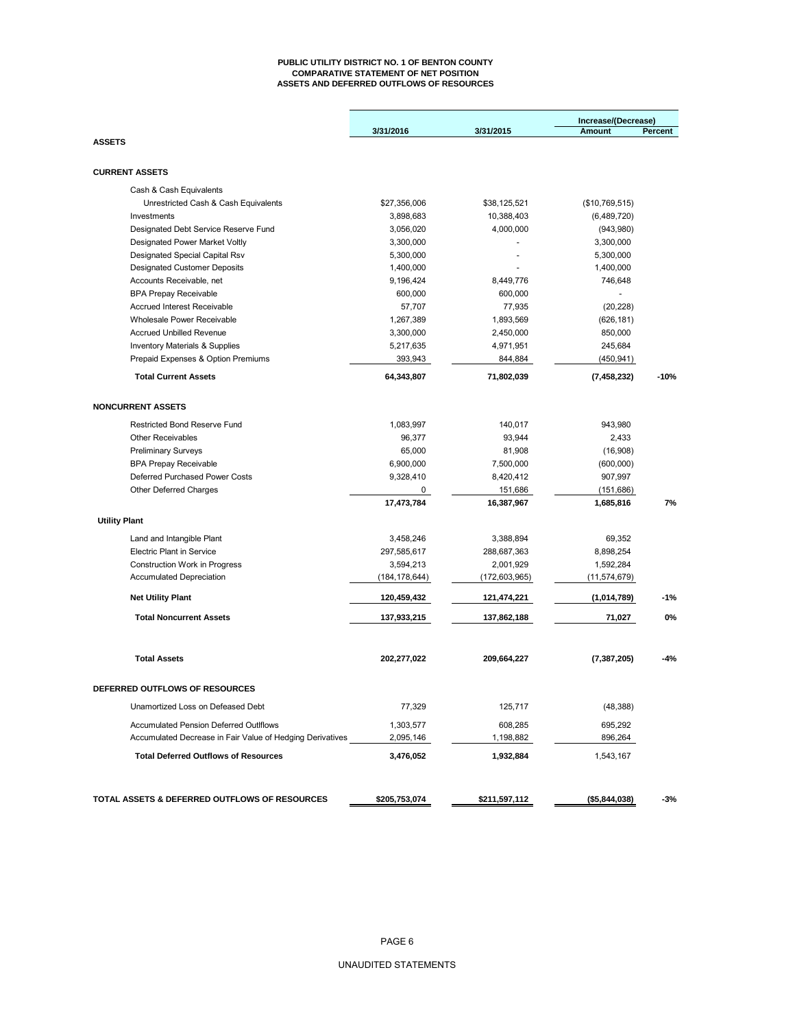# PUBLIC UTILITY DISTRICT NO. 1 OF BENTON COUNTY
## COMPARATIVE STATEMENT OF NET POSITION
## ASSETS AND DEFERRED OUTFLOWS OF RESOURCES

| | 3/31/2016 | 3/31/2015 | Increase/(Decrease) Amount | Percent |
|---|---|---|---|---|
| **ASSETS** | | | | |
| **CURRENT ASSETS** | | | | |
| Cash & Cash Equivalents | | | | |
| Unrestricted Cash & Cash Equivalents | $27,356,006 | $38,125,521 | ($10,769,515) | |
| Investments | 3,898,683 | 10,388,403 | (6,489,720) | |
| Designated Debt Service Reserve Fund | 3,056,020 | 4,000,000 | (943,980) | |
| Designated Power Market Voltly | 3,300,000 | - | 3,300,000 | |
| Designated Special Capital Rsv | 5,300,000 | - | 5,300,000 | |
| Designated Customer Deposits | 1,400,000 | - | 1,400,000 | |
| Accounts Receivable, net | 9,196,424 | 8,449,776 | 746,648 | |
| BPA Prepay Receivable | 600,000 | 600,000 | - | |
| Accrued Interest Receivable | 57,707 | 77,935 | (20,228) | |
| Wholesale Power Receivable | 1,267,389 | 1,893,569 | (626,181) | |
| Accrued Unbilled Revenue | 3,300,000 | 2,450,000 | 850,000 | |
| Inventory Materials & Supplies | 5,217,635 | 4,971,951 | 245,684 | |
| Prepaid Expenses & Option Premiums | 393,943 | 844,884 | (450,941) | |
| **Total Current Assets** | **64,343,807** | **71,802,039** | **(7,458,232)** | **-10%** |
| **NONCURRENT ASSETS** | | | | |
| Restricted Bond Reserve Fund | 1,083,997 | 140,017 | 943,980 | |
| Other Receivables | 96,377 | 93,944 | 2,433 | |
| Preliminary Surveys | 65,000 | 81,908 | (16,908) | |
| BPA Prepay Receivable | 6,900,000 | 7,500,000 | (600,000) | |
| Deferred Purchased Power Costs | 9,328,410 | 8,420,412 | 907,997 | |
| Other Deferred Charges | 0 | 151,686 | (151,686) | |
| | **17,473,784** | **16,387,967** | **1,685,816** | **7%** |
| **Utility Plant** | | | | |
| Land and Intangible Plant | 3,458,246 | 3,388,894 | 69,352 | |
| Electric Plant in Service | 297,585,617 | 288,687,363 | 8,898,254 | |
| Construction Work in Progress | 3,594,213 | 2,001,929 | 1,592,284 | |
| Accumulated Depreciation | (184,178,644) | (172,603,965) | (11,574,679) | |
| **Net Utility Plant** | **120,459,432** | **121,474,221** | **(1,014,789)** | **-1%** |
| **Total Noncurrent Assets** | **137,933,215** | **137,862,188** | **71,027** | **0%** |
| **Total Assets** | **202,277,022** | **209,664,227** | **(7,387,205)** | **-4%** |
| **DEFERRED OUTFLOWS OF RESOURCES** | | | | |
| Unamortized Loss on Defeased Debt | 77,329 | 125,717 | (48,388) | |
| Accumulated Pension Deferred Outlflows | 1,303,577 | 608,285 | 695,292 | |
| Accumulated Decrease in Fair Value of Hedging Derivatives | 2,095,146 | 1,198,882 | 896,264 | |
| **Total Deferred Outflows of Resources** | **3,476,052** | **1,932,884** | 1,543,167 | |
| **TOTAL ASSETS & DEFERRED OUTFLOWS OF RESOURCES** | **$205,753,074** | **$211,597,112** | **($5,844,038)** | **-3%** |

UNAUDITED STATEMENTS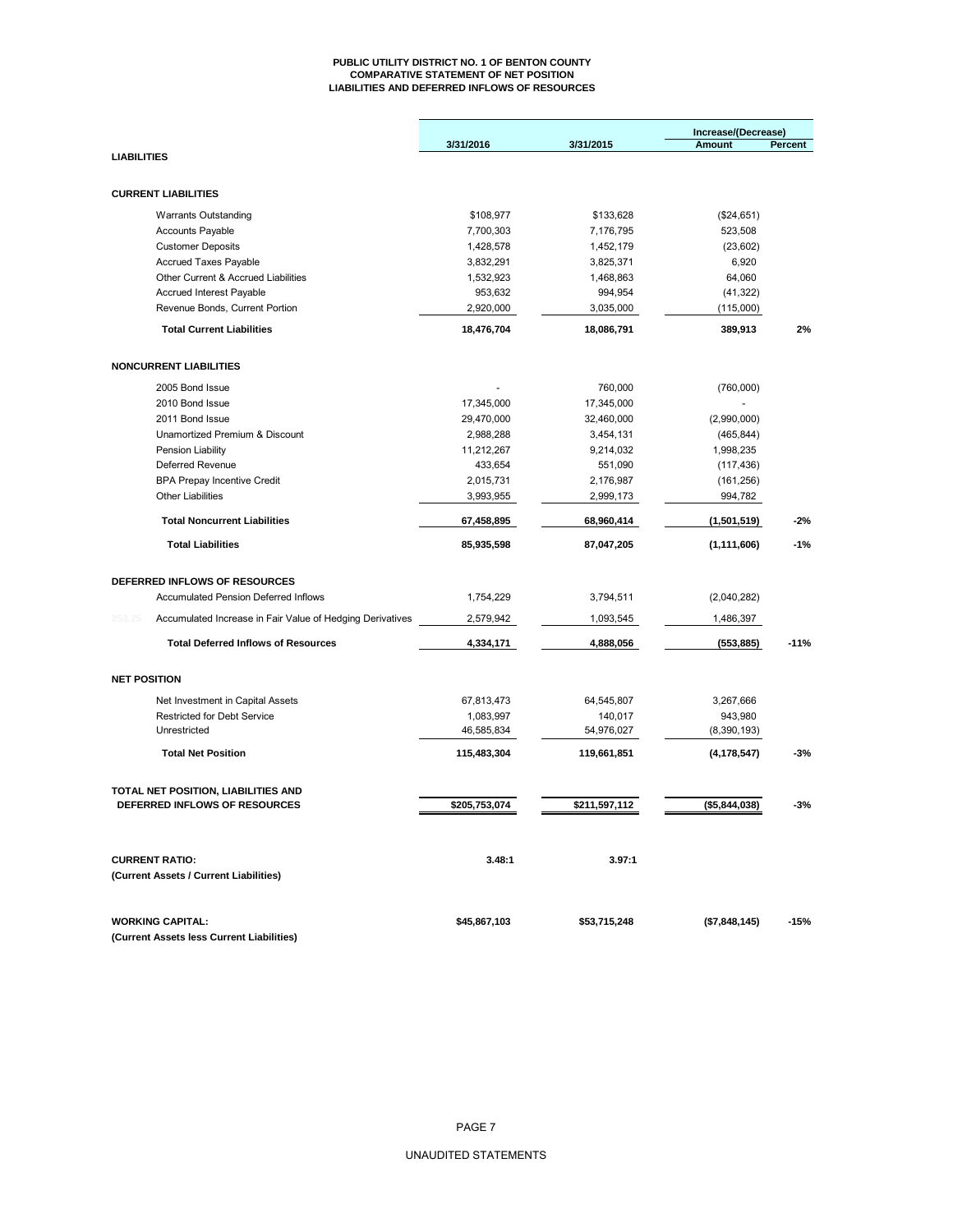# PUBLIC UTILITY DISTRICT NO. 1 OF BENTON COUNTY
## COMPARATIVE STATEMENT OF NET POSITION
## LIABILITIES AND DEFERRED INFLOWS OF RESOURCES

| | 3/31/2016 | 3/31/2015 | Increase/(Decrease) Amount | Percent |
|---|---|---|---|---|
| **LIABILITIES** | | | | |
| **CURRENT LIABILITIES** | | | | |
| Warrants Outstanding | $108,977 | $133,628 | ($24,651) | |
| Accounts Payable | 7,700,303 | 7,176,795 | 523,508 | |
| Customer Deposits | 1,428,578 | 1,452,179 | (23,602) | |
| Accrued Taxes Payable | 3,832,291 | 3,825,371 | 6,920 | |
| Other Current & Accrued Liabilities | 1,532,923 | 1,468,863 | 64,060 | |
| Accrued Interest Payable | 953,632 | 994,954 | (41,322) | |
| Revenue Bonds, Current Portion | 2,920,000 | 3,035,000 | (115,000) | |
| **Total Current Liabilities** | **18,476,704** | **18,086,791** | **389,913** | **2%** |
| **NONCURRENT LIABILITIES** | | | | |
| 2005 Bond Issue | - | 760,000 | (760,000) | |
| 2010 Bond Issue | 17,345,000 | 17,345,000 | - | |
| 2011 Bond Issue | 29,470,000 | 32,460,000 | (2,990,000) | |
| Unamortized Premium & Discount | 2,988,288 | 3,454,131 | (465,844) | |
| Pension Liability | 11,212,267 | 9,214,032 | 1,998,235 | |
| Deferred Revenue | 433,654 | 551,090 | (117,436) | |
| BPA Prepay Incentive Credit | 2,015,731 | 2,176,987 | (161,256) | |
| Other Liabilities | 3,993,955 | 2,999,173 | 994,782 | |
| **Total Noncurrent Liabilities** | **67,458,895** | **68,960,414** | **(1,501,519)** | **-2%** |
| **Total Liabilities** | **85,935,598** | **87,047,205** | **(1,111,606)** | **-1%** |
| **DEFERRED INFLOWS OF RESOURCES** | | | | |
| Accumulated Pension Deferred Inflows | 1,754,229 | 3,794,511 | (2,040,282) | |
| Accumulated Increase in Fair Value of Hedging Derivatives | 2,579,942 | 1,093,545 | 1,486,397 | |
| **Total Deferred Inflows of Resources** | **4,334,171** | **4,888,056** | **(553,885)** | **-11%** |
| **NET POSITION** | | | | |
| Net Investment in Capital Assets | 67,813,473 | 64,545,807 | 3,267,666 | |
| Restricted for Debt Service | 1,083,997 | 140,017 | 943,980 | |
| Unrestricted | 46,585,834 | 54,976,027 | (8,390,193) | |
| **Total Net Position** | **115,483,304** | **119,661,851** | **(4,178,547)** | **-3%** |
| **TOTAL NET POSITION, LIABILITIES AND DEFERRED INFLOWS OF RESOURCES** | **$205,753,074** | **$211,597,112** | **($5,844,038)** | **-3%** |
| **CURRENT RATIO:** (Current Assets / Current Liabilities) | **3.48:1** | **3.97:1** | | |
| **WORKING CAPITAL:** (Current Assets less Current Liabilities) | **$45,867,103** | **$53,715,248** | **($7,848,145)** | **-15%** |

UNAUDITED STATEMENTS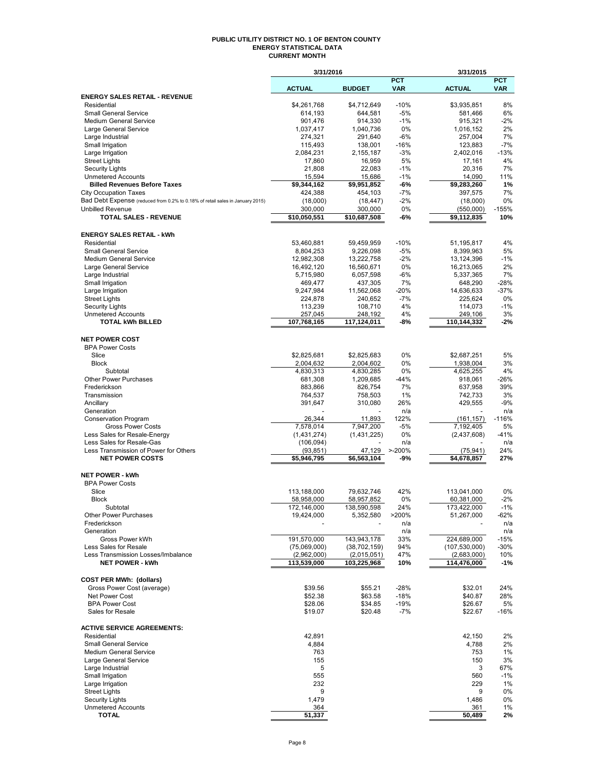# PUBLIC UTILITY DISTRICT NO. 1 OF BENTON COUNTY
## ENERGY STATISTICAL DATA
### CURRENT MONTH

| | 3/31/2016 | | | 3/31/2015 | |
|---|---|---|---|---|---|
| | ACTUAL | BUDGET | PCT VAR | ACTUAL | PCT VAR |
| **ENERGY SALES RETAIL - REVENUE** | | | | | |
| Residential | $4,261,768 | $4,712,649 | -10% | $3,935,851 | 8% |
| Small General Service | 614,193 | 644,581 | -5% | 581,466 | 6% |
| Medium General Service | 901,476 | 914,330 | -1% | 915,321 | -2% |
| Large General Service | 1,037,417 | 1,040,736 | 0% | 1,016,152 | 2% |
| Large Industrial | 274,321 | 291,640 | -6% | 257,004 | 7% |
| Small Irrigation | 115,493 | 138,001 | -16% | 123,883 | -7% |
| Large Irrigation | 2,084,231 | 2,155,187 | -3% | 2,402,016 | -13% |
| Street Lights | 17,860 | 16,959 | 5% | 17,161 | 4% |
| Security Lights | 21,808 | 22,083 | -1% | 20,316 | 7% |
| Unmetered Accounts | 15,594 | 15,686 | -1% | 14,090 | 11% |
| **Billed Revenues Before Taxes** | **$9,344,162** | **$9,951,852** | **-6%** | **$9,283,260** | **1%** |
| City Occupation Taxes | 424,388 | 454,103 | -7% | 397,575 | 7% |
| Bad Debt Expense (reduced from 0.2% to 0.18% of retail sales in January 2015) | (18,000) | (18,447) | -2% | (18,000) | 0% |
| Unbilled Revenue | 300,000 | 300,000 | 0% | (550,000) | -155% |
| **TOTAL SALES - REVENUE** | **$10,050,551** | **$10,687,508** | **-6%** | **$9,112,835** | **10%** |
| **ENERGY SALES RETAIL - kWh** | | | | | |
| Residential | 53,460,881 | 59,459,959 | -10% | 51,195,817 | 4% |
| Small General Service | 8,804,253 | 9,226,098 | -5% | 8,399,963 | 5% |
| Medium General Service | 12,982,308 | 13,222,758 | -2% | 13,124,396 | -1% |
| Large General Service | 16,492,120 | 16,560,671 | 0% | 16,213,065 | 2% |
| Large Industrial | 5,715,980 | 6,057,598 | -6% | 5,337,365 | 7% |
| Small Irrigation | 469,477 | 437,305 | 7% | 648,290 | -28% |
| Large Irrigation | 9,247,984 | 11,562,068 | -20% | 14,636,633 | -37% |
| Street Lights | 224,878 | 240,652 | -7% | 225,624 | 0% |
| Security Lights | 113,239 | 108,710 | 4% | 114,073 | -1% |
| Unmetered Accounts | 257,045 | 248,192 | 4% | 249,106 | 3% |
| **TOTAL kWh BILLED** | **107,768,165** | **117,124,011** | **-8%** | **110,144,332** | **-2%** |
| **NET POWER COST** | | | | | |
| BPA Power Costs | | | | | |
| Slice | $2,825,681 | $2,825,683 | 0% | $2,687,251 | 5% |
| Block | 2,004,632 | 2,004,602 | 0% | 1,938,004 | 3% |
| Subtotal | 4,830,313 | 4,830,285 | 0% | 4,625,255 | 4% |
| Other Power Purchases | 681,308 | 1,209,685 | -44% | 918,061 | -26% |
| Frederickson | 883,866 | 826,754 | 7% | 637,958 | 39% |
| Transmission | 764,537 | 758,503 | 1% | 742,733 | 3% |
| Ancillary | 391,647 | 310,080 | 26% | 429,555 | -9% |
| Generation | - | - | n/a | - | n/a |
| Conservation Program | 26,344 | 11,893 | 122% | (161,157) | -116% |
| Gross Power Costs | 7,578,014 | 7,947,200 | -5% | 7,192,405 | 5% |
| Less Sales for Resale-Energy | (1,431,274) | (1,431,225) | 0% | (2,437,608) | -41% |
| Less Sales for Resale-Gas | (106,094) | - | n/a | - | n/a |
| Less Transmission of Power for Others | (93,851) | 47,129 | >-200% | (75,941) | 24% |
| **NET POWER COSTS** | **$5,946,795** | **$6,563,104** | **-9%** | **$4,678,857** | **27%** |
| **NET POWER - kWh** | | | | | |
| BPA Power Costs | | | | | |
| Slice | 113,188,000 | 79,632,746 | 42% | 113,041,000 | 0% |
| Block | 58,958,000 | 58,957,852 | 0% | 60,381,000 | -2% |
| Subtotal | 172,146,000 | 138,590,598 | 24% | 173,422,000 | -1% |
| Other Power Purchases | 19,424,000 | 5,352,580 | >200% | 51,267,000 | -62% |
| Frederickson | - | - | n/a | - | n/a |
| Generation | | | n/a | | n/a |
| Gross Power kWh | 191,570,000 | 143,943,178 | 33% | 224,689,000 | -15% |
| Less Sales for Resale | (75,069,000) | (38,702,159) | 94% | (107,530,000) | -30% |
| Less Transmission Losses/Imbalance | (2,962,000) | (2,015,051) | 47% | (2,683,000) | 10% |
| **NET POWER - kWh** | **113,539,000** | **103,225,968** | **10%** | **114,476,000** | **-1%** |
| **COST PER MWh: (dollars)** | | | | | |
| Gross Power Cost (average) | $39.56 | $55.21 | -28% | $32.01 | 24% |
| Net Power Cost | $52.38 | $63.58 | -18% | $40.87 | 28% |
| BPA Power Cost | $28.06 | $34.85 | -19% | $26.67 | 5% |
| Sales for Resale | $19.07 | $20.48 | -7% | $22.67 | -16% |
| **ACTIVE SERVICE AGREEMENTS:** | | | | | |
| Residential | 42,891 | | | 42,150 | 2% |
| Small General Service | 4,884 | | | 4,788 | 2% |
| Medium General Service | 763 | | | 753 | 1% |
| Large General Service | 155 | | | 150 | 3% |
| Large Industrial | 5 | | | 3 | 67% |
| Small Irrigation | 555 | | | 560 | -1% |
| Large Irrigation | 232 | | | 229 | 1% |
| Street Lights | 9 | | | 9 | 0% |
| Security Lights | 1,479 | | | 1,486 | 0% |
| Unmetered Accounts | 364 | | | 361 | 1% |
| **TOTAL** | **51,337** | | | **50,489** | **2%** |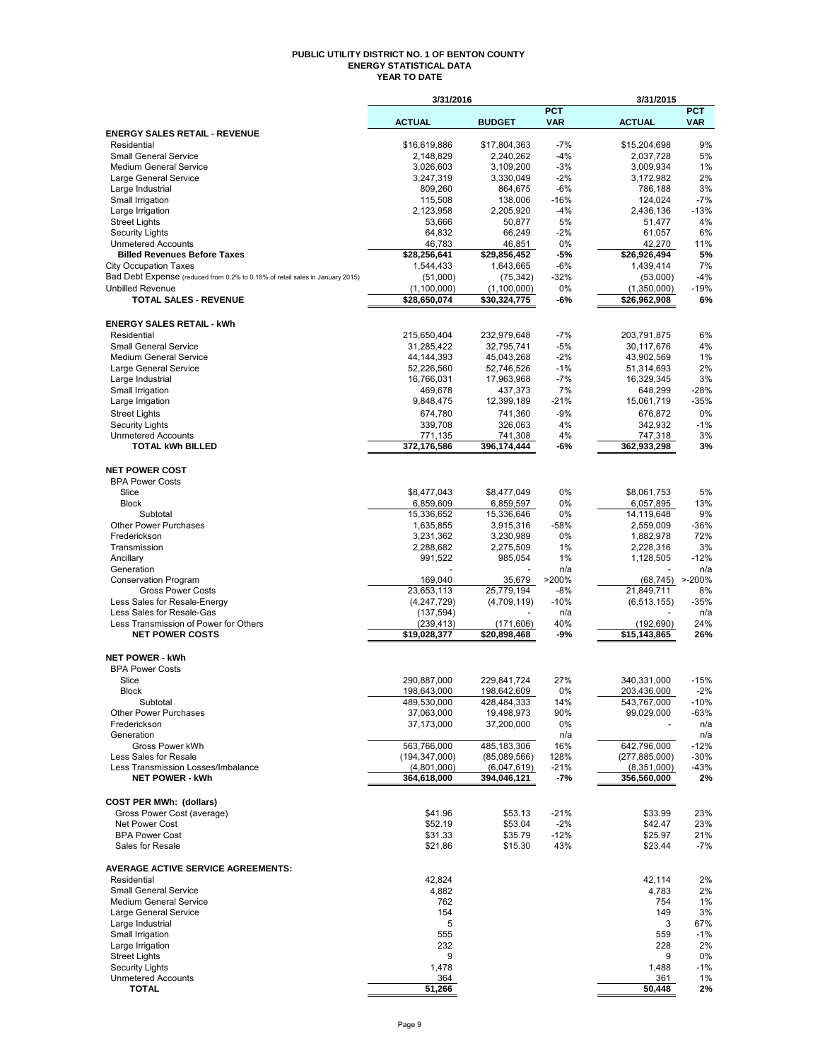# PUBLIC UTILITY DISTRICT NO. 1 OF BENTON COUNTY
## ENERGY STATISTICAL DATA
### YEAR TO DATE

| | 3/31/2016 | | | 3/31/2015 | |
|---|---|---|---|---|---|
| | ACTUAL | BUDGET | PCT VAR | ACTUAL | PCT VAR |
| **ENERGY SALES RETAIL - REVENUE** | | | | | |
| Residential | $16,619,886 | $17,804,363 | -7% | $15,204,698 | 9% |
| Small General Service | 2,148,829 | 2,240,262 | -4% | 2,037,728 | 5% |
| Medium General Service | 3,026,603 | 3,109,200 | -3% | 3,009,934 | 1% |
| Large General Service | 3,247,319 | 3,330,049 | -2% | 3,172,982 | 2% |
| Large Industrial | 809,260 | 864,675 | -6% | 786,188 | 3% |
| Small Irrigation | 115,508 | 138,006 | -16% | 124,024 | -7% |
| Large Irrigation | 2,123,958 | 2,205,920 | -4% | 2,436,136 | -13% |
| Street Lights | 53,666 | 50,877 | 5% | 51,477 | 4% |
| Security Lights | 64,832 | 66,249 | -2% | 61,057 | 6% |
| Unmetered Accounts | 46,783 | 46,851 | 0% | 42,270 | 11% |
| **Billed Revenues Before Taxes** | **$28,256,641** | **$29,856,452** | **-5%** | **$26,926,494** | **5%** |
| City Occupation Taxes | 1,544,433 | 1,643,665 | -6% | 1,439,414 | 7% |
| Bad Debt Expense (reduced from 0.2% to 0.18% of retail sales in January 2015) | (51,000) | (75,342) | -32% | (53,000) | -4% |
| Unbilled Revenue | (1,100,000) | (1,100,000) | 0% | (1,350,000) | -19% |
| **TOTAL SALES - REVENUE** | **$28,650,074** | **$30,324,775** | **-6%** | **$26,962,908** | **6%** |
| | | | | | |
| **ENERGY SALES RETAIL - kWh** | | | | | |
| Residential | 215,650,404 | 232,979,648 | -7% | 203,791,875 | 6% |
| Small General Service | 31,285,422 | 32,795,741 | -5% | 30,117,676 | 4% |
| Medium General Service | 44,144,393 | 45,043,268 | -2% | 43,902,569 | 1% |
| Large General Service | 52,226,560 | 52,746,526 | -1% | 51,314,693 | 2% |
| Large Industrial | 16,766,031 | 17,963,968 | -7% | 16,329,345 | 3% |
| Small Irrigation | 469,678 | 437,373 | 7% | 648,299 | -28% |
| Large Irrigation | 9,848,475 | 12,399,189 | -21% | 15,061,719 | -35% |
| Street Lights | 674,780 | 741,360 | -9% | 676,872 | 0% |
| Security Lights | 339,708 | 326,063 | 4% | 342,932 | -1% |
| Unmetered Accounts | 771,135 | 741,308 | 4% | 747,318 | 3% |
| **TOTAL kWh BILLED** | **372,176,586** | **396,174,444** | **-6%** | **362,933,298** | **3%** |
| | | | | | |
| **NET POWER COST** | | | | | |
| BPA Power Costs | | | | | |
| Slice | $8,477,043 | $8,477,049 | 0% | $8,061,753 | 5% |
| Block | 6,859,609 | 6,859,597 | 0% | 6,057,895 | 13% |
| Subtotal | 15,336,652 | 15,336,646 | 0% | 14,119,648 | 9% |
| Other Power Purchases | 1,635,855 | 3,915,316 | -58% | 2,559,009 | -36% |
| Frederickson | 3,231,362 | 3,230,989 | 0% | 1,882,978 | 72% |
| Transmission | 2,288,682 | 2,275,509 | 1% | 2,228,316 | 3% |
| Ancillary | 991,522 | 985,054 | 1% | 1,128,505 | -12% |
| Generation | - | - | n/a | - | n/a |
| Conservation Program | 169,040 | 35,679 | >200% | (68,745) | >-200% |
| Gross Power Costs | 23,653,113 | 25,779,194 | -8% | 21,849,711 | 8% |
| Less Sales for Resale-Energy | (4,247,729) | (4,709,119) | -10% | (6,513,155) | -35% |
| Less Sales for Resale-Gas | (137,594) | - | n/a | - | n/a |
| Less Transmission of Power for Others | (239,413) | (171,606) | 40% | (192,690) | 24% |
| **NET POWER COSTS** | **$19,028,377** | **$20,898,468** | **-9%** | **$15,143,865** | **26%** |
| | | | | | |
| **NET POWER - kWh** | | | | | |
| BPA Power Costs | | | | | |
| Slice | 290,887,000 | 229,841,724 | 27% | 340,331,000 | -15% |
| Block | 198,643,000 | 198,642,609 | 0% | 203,436,000 | -2% |
| Subtotal | 489,530,000 | 428,484,333 | 14% | 543,767,000 | -10% |
| Other Power Purchases | 37,063,000 | 19,498,973 | 90% | 99,029,000 | -63% |
| Frederickson | 37,173,000 | 37,200,000 | 0% | - | n/a |
| Generation | | | n/a | | n/a |
| Gross Power kWh | 563,766,000 | 485,183,306 | 16% | 642,796,000 | -12% |
| Less Sales for Resale | (194,347,000) | (85,089,566) | 128% | (277,885,000) | -30% |
| Less Transmission Losses/Imbalance | (4,801,000) | (6,047,619) | -21% | (8,351,000) | -43% |
| **NET POWER - kWh** | **364,618,000** | **394,046,121** | **-7%** | **356,560,000** | **2%** |
| | | | | | |
| **COST PER MWh: (dollars)** | | | | | |
| Gross Power Cost (average) | $41.96 | $53.13 | -21% | $33.99 | 23% |
| Net Power Cost | $52.19 | $53.04 | -2% | $42.47 | 23% |
| BPA Power Cost | $31.33 | $35.79 | -12% | $25.97 | 21% |
| Sales for Resale | $21.86 | $15.30 | 43% | $23.44 | -7% |
| | | | | | |
| **AVERAGE ACTIVE SERVICE AGREEMENTS:** | | | | | |
| Residential | 42,824 | | | 42,114 | 2% |
| Small General Service | 4,882 | | | 4,783 | 2% |
| Medium General Service | 762 | | | 754 | 1% |
| Large General Service | 154 | | | 149 | 3% |
| Large Industrial | 5 | | | 3 | 67% |
| Small Irrigation | 555 | | | 559 | -1% |
| Large Irrigation | 232 | | | 228 | 2% |
| Street Lights | 9 | | | 9 | 0% |
| Security Lights | 1,478 | | | 1,488 | -1% |
| Unmetered Accounts | 364 | | | 361 | 1% |
| **TOTAL** | **51,266** | | | **50,448** | **2%** |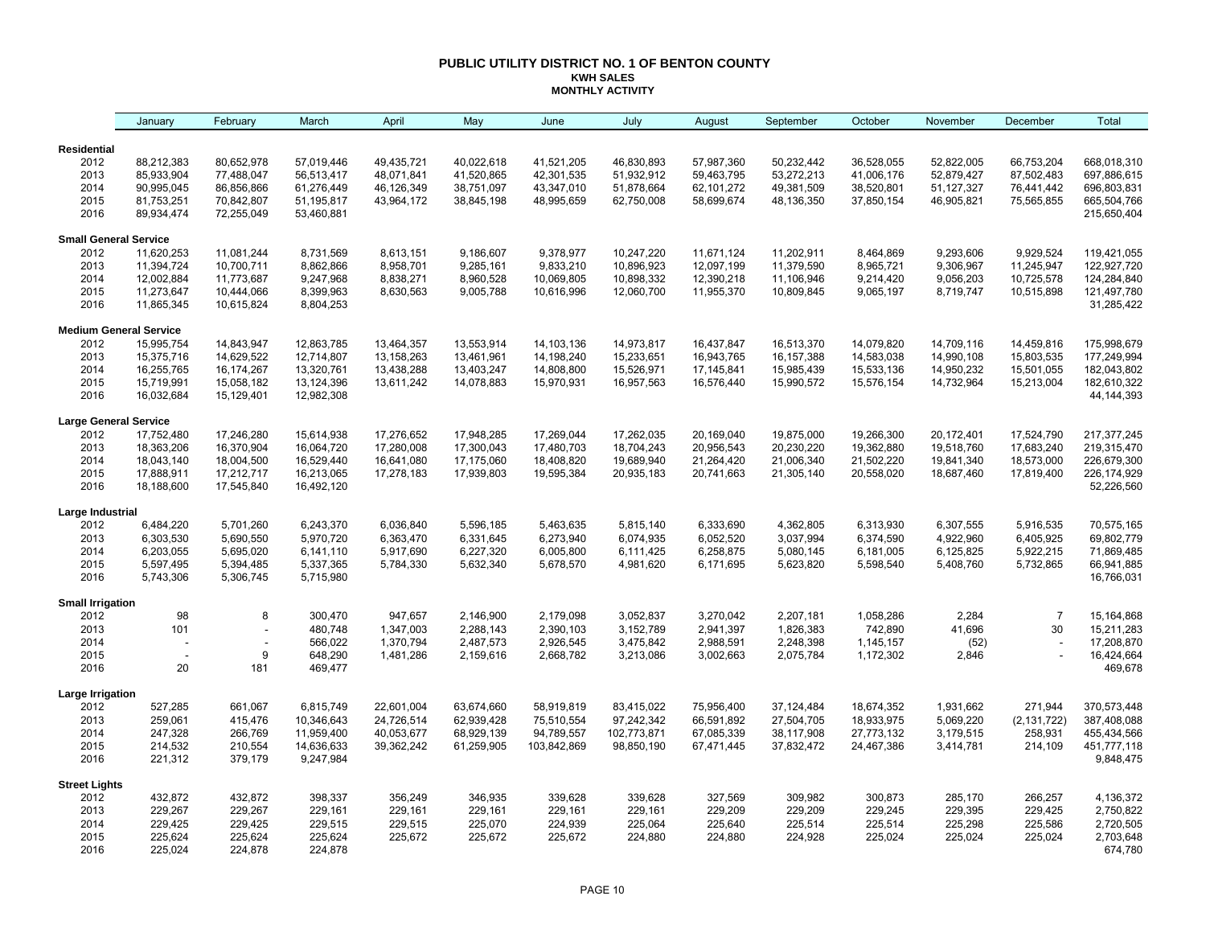# PUBLIC UTILITY DISTRICT NO. 1 OF BENTON COUNTY
## KWH SALES
### MONTHLY ACTIVITY

| | January | February | March | April | May | June | July | August | September | October | November | December | Total |
|---|---|---|---|---|---|---|---|---|---|---|---|---|---|
| **Residential** | | | | | | | | | | | | | |
| 2012 | 88,212,383 | 80,652,978 | 57,019,446 | 49,435,721 | 40,022,618 | 41,521,205 | 46,830,893 | 57,987,360 | 50,232,442 | 36,528,055 | 52,822,005 | 66,753,204 | 668,018,310 |
| 2013 | 85,933,904 | 77,488,047 | 56,513,417 | 48,071,841 | 41,520,865 | 42,301,535 | 51,932,912 | 59,463,795 | 53,272,213 | 41,006,176 | 52,879,427 | 87,502,483 | 697,886,615 |
| 2014 | 90,995,045 | 86,856,866 | 61,276,449 | 46,126,349 | 38,751,097 | 43,347,010 | 51,878,664 | 62,101,272 | 49,381,509 | 38,520,801 | 51,127,327 | 76,441,442 | 696,803,831 |
| 2015 | 81,753,251 | 70,842,807 | 51,195,817 | 43,964,172 | 38,845,198 | 48,995,659 | 62,750,008 | 58,699,674 | 48,136,350 | 37,850,154 | 46,905,821 | 75,565,855 | 665,504,766 |
| 2016 | 89,934,474 | 72,255,049 | 53,460,881 | | | | | | | | | | 215,650,404 |
| **Small General Service** | | | | | | | | | | | | | |
| 2012 | 11,620,253 | 11,081,244 | 8,731,569 | 8,613,151 | 9,186,607 | 9,378,977 | 10,247,220 | 11,671,124 | 11,202,911 | 8,464,869 | 9,293,606 | 9,929,524 | 119,421,055 |
| 2013 | 11,394,724 | 10,700,711 | 8,862,866 | 8,958,701 | 9,285,161 | 9,833,210 | 10,896,923 | 12,097,199 | 11,379,590 | 8,965,721 | 9,306,967 | 11,245,947 | 122,927,720 |
| 2014 | 12,002,884 | 11,773,687 | 9,247,968 | 8,838,271 | 8,960,528 | 10,069,805 | 10,898,332 | 12,390,218 | 11,106,946 | 9,214,420 | 9,056,203 | 10,725,578 | 124,284,840 |
| 2015 | 11,273,647 | 10,444,066 | 8,399,963 | 8,630,563 | 9,005,788 | 10,616,996 | 12,060,700 | 11,955,370 | 10,809,845 | 9,065,197 | 8,719,747 | 10,515,898 | 121,497,780 |
| 2016 | 11,865,345 | 10,615,824 | 8,804,253 | | | | | | | | | | 31,285,422 |
| **Medium General Service** | | | | | | | | | | | | | |
| 2012 | 15,995,754 | 14,843,947 | 12,863,785 | 13,464,357 | 13,553,914 | 14,103,136 | 14,973,817 | 16,437,847 | 16,513,370 | 14,079,820 | 14,709,116 | 14,459,816 | 175,998,679 |
| 2013 | 15,375,716 | 14,629,522 | 12,714,807 | 13,158,263 | 13,461,961 | 14,198,240 | 15,233,651 | 16,943,765 | 16,157,388 | 14,583,038 | 14,990,108 | 15,803,535 | 177,249,994 |
| 2014 | 16,255,765 | 16,174,267 | 13,320,761 | 13,438,288 | 13,403,247 | 14,808,800 | 15,526,971 | 17,145,841 | 15,985,439 | 15,533,136 | 14,950,232 | 15,501,055 | 182,043,802 |
| 2015 | 15,719,991 | 15,058,182 | 13,124,396 | 13,611,242 | 14,078,883 | 15,970,931 | 16,957,563 | 16,576,440 | 15,990,572 | 15,576,154 | 14,732,964 | 15,213,004 | 182,610,322 |
| 2016 | 16,032,684 | 15,129,401 | 12,982,308 | | | | | | | | | | 44,144,393 |
| **Large General Service** | | | | | | | | | | | | | |
| 2012 | 17,752,480 | 17,246,280 | 15,614,938 | 17,276,652 | 17,948,285 | 17,269,044 | 17,262,035 | 20,169,040 | 19,875,000 | 19,266,300 | 20,172,401 | 17,524,790 | 217,377,245 |
| 2013 | 18,363,206 | 16,370,904 | 16,064,720 | 17,280,008 | 17,300,043 | 17,480,703 | 18,704,243 | 20,956,543 | 20,230,220 | 19,362,880 | 19,518,760 | 17,683,240 | 219,315,470 |
| 2014 | 18,043,140 | 18,004,500 | 16,529,440 | 16,641,080 | 17,175,060 | 18,408,820 | 19,689,940 | 21,264,420 | 21,006,340 | 21,502,220 | 19,841,340 | 18,573,000 | 226,679,300 |
| 2015 | 17,888,911 | 17,212,717 | 16,213,065 | 17,278,183 | 17,939,803 | 19,595,384 | 20,935,183 | 20,741,663 | 21,305,140 | 20,558,020 | 18,687,460 | 17,819,400 | 226,174,929 |
| 2016 | 18,188,600 | 17,545,840 | 16,492,120 | | | | | | | | | | 52,226,560 |
| **Large Industrial** | | | | | | | | | | | | | |
| 2012 | 6,484,220 | 5,701,260 | 6,243,370 | 6,036,840 | 5,596,185 | 5,463,635 | 5,815,140 | 6,333,690 | 4,362,805 | 6,313,930 | 6,307,555 | 5,916,535 | 70,575,165 |
| 2013 | 6,303,530 | 5,690,550 | 5,970,720 | 6,363,470 | 6,331,645 | 6,273,940 | 6,074,935 | 6,052,520 | 3,037,994 | 6,374,590 | 4,922,960 | 6,405,925 | 69,802,779 |
| 2014 | 6,203,055 | 5,695,020 | 6,141,110 | 5,917,690 | 6,227,320 | 6,005,800 | 6,111,425 | 6,258,875 | 5,080,145 | 6,181,005 | 6,125,825 | 5,922,215 | 71,869,485 |
| 2015 | 5,597,495 | 5,394,485 | 5,337,365 | 5,784,330 | 5,632,340 | 5,678,570 | 4,981,620 | 6,171,695 | 5,623,820 | 5,598,540 | 5,408,760 | 5,732,865 | 66,941,885 |
| 2016 | 5,743,306 | 5,306,745 | 5,715,980 | | | | | | | | | | 16,766,031 |
| **Small Irrigation** | | | | | | | | | | | | | |
| 2012 | 98 | 8 | 300,470 | 947,657 | 2,146,900 | 2,179,098 | 3,052,837 | 3,270,042 | 2,207,181 | 1,058,286 | 2,284 | 7 | 15,164,868 |
| 2013 | 101 | - | 480,748 | 1,347,003 | 2,288,143 | 2,390,103 | 3,152,789 | 2,941,397 | 1,826,383 | 742,890 | 41,696 | 30 | 15,211,283 |
| 2014 | - | - | 566,022 | 1,370,794 | 2,487,573 | 2,926,545 | 3,475,842 | 2,988,591 | 2,248,398 | 1,145,157 | (52) | - | 17,208,870 |
| 2015 | - | 9 | 648,290 | 1,481,286 | 2,159,616 | 2,668,782 | 3,213,086 | 3,002,663 | 2,075,784 | 1,172,302 | 2,846 | - | 16,424,664 |
| 2016 | 20 | 181 | 469,477 | | | | | | | | | | 469,678 |
| **Large Irrigation** | | | | | | | | | | | | | |
| 2012 | 527,285 | 661,067 | 6,815,749 | 22,601,004 | 63,674,660 | 58,919,819 | 83,415,022 | 75,956,400 | 37,124,484 | 18,674,352 | 1,931,662 | 271,944 | 370,573,448 |
| 2013 | 259,061 | 415,476 | 10,346,643 | 24,726,514 | 62,939,428 | 75,510,554 | 97,242,342 | 66,591,892 | 27,504,705 | 18,933,975 | 5,069,220 | (2,131,722) | 387,408,088 |
| 2014 | 247,328 | 266,769 | 11,959,400 | 40,053,677 | 68,929,139 | 94,789,557 | 102,773,871 | 67,085,339 | 38,117,908 | 27,773,132 | 3,179,515 | 258,931 | 455,434,566 |
| 2015 | 214,532 | 210,554 | 14,636,633 | 39,362,242 | 61,259,905 | 103,842,869 | 98,850,190 | 67,471,445 | 37,832,472 | 24,467,386 | 3,414,781 | 214,109 | 451,777,118 |
| 2016 | 221,312 | 379,179 | 9,247,984 | | | | | | | | | | 9,848,475 |
| **Street Lights** | | | | | | | | | | | | | |
| 2012 | 432,872 | 432,872 | 398,337 | 356,249 | 346,935 | 339,628 | 339,628 | 327,569 | 309,982 | 300,873 | 285,170 | 266,257 | 4,136,372 |
| 2013 | 229,267 | 229,267 | 229,161 | 229,161 | 229,161 | 229,161 | 229,161 | 229,209 | 229,209 | 229,245 | 229,395 | 229,425 | 2,750,822 |
| 2014 | 229,425 | 229,425 | 229,515 | 229,515 | 225,070 | 224,939 | 225,064 | 225,640 | 225,514 | 225,514 | 225,298 | 225,586 | 2,720,505 |
| 2015 | 225,624 | 225,624 | 225,624 | 225,672 | 225,672 | 225,672 | 224,880 | 224,880 | 224,928 | 225,024 | 225,024 | 225,024 | 2,703,648 |
| 2016 | 225,024 | 224,878 | 224,878 | | | | | | | | | | 674,780 |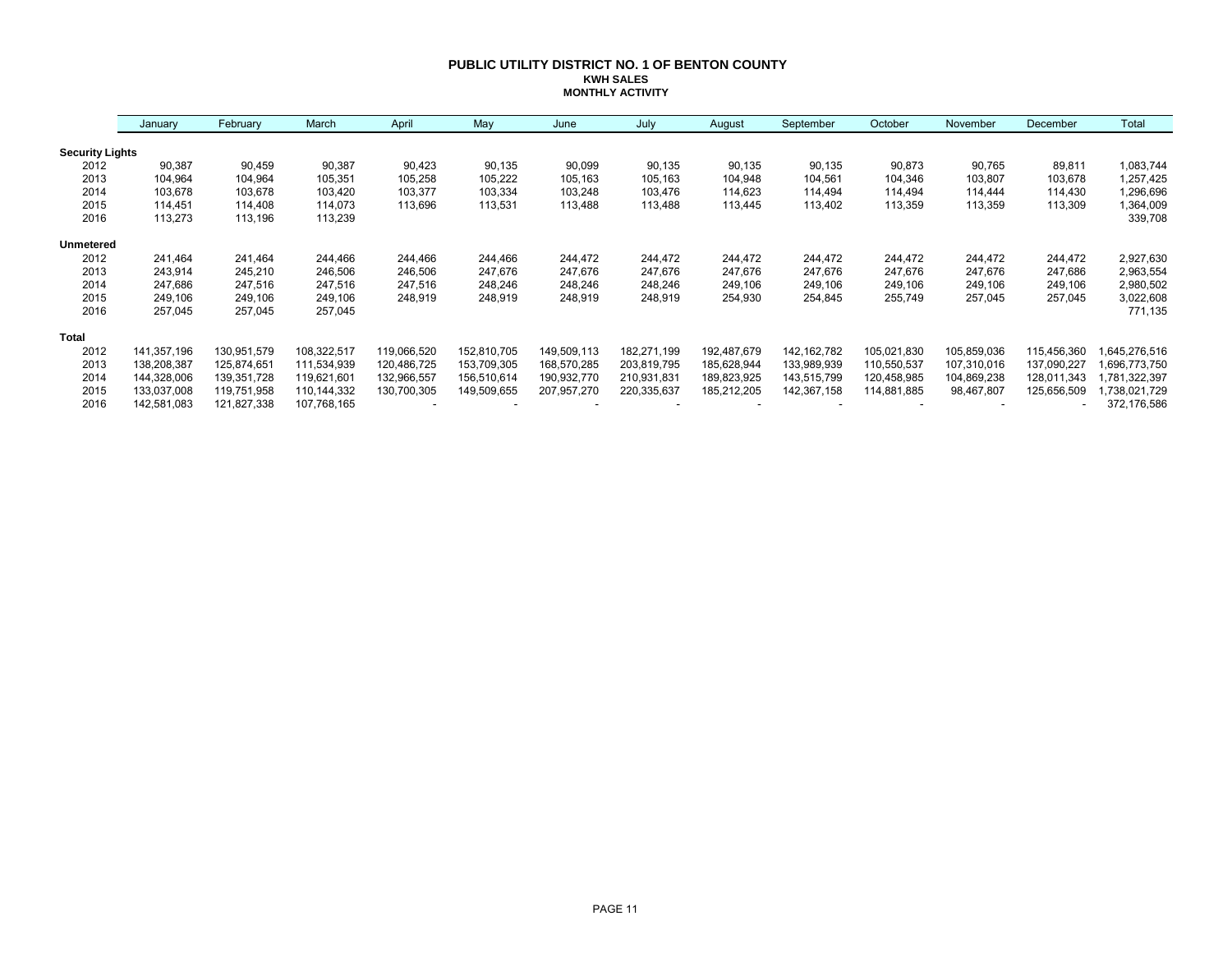# PUBLIC UTILITY DISTRICT NO. 1 OF BENTON COUNTY

## KWH SALES

### MONTHLY ACTIVITY

| | January | February | March | April | May | June | July | August | September | October | November | December | Total |
|---|---|---|---|---|---|---|---|---|---|---|---|---|---|
| **Security Lights** | | | | | | | | | | | | | |
| 2012 | 90,387 | 90,459 | 90,387 | 90,423 | 90,135 | 90,099 | 90,135 | 90,135 | 90,135 | 90,873 | 90,765 | 89,811 | 1,083,744 |
| 2013 | 104,964 | 104,964 | 105,351 | 105,258 | 105,222 | 105,163 | 105,163 | 104,948 | 104,561 | 104,346 | 103,807 | 103,678 | 1,257,425 |
| 2014 | 103,678 | 103,678 | 103,420 | 103,377 | 103,334 | 103,248 | 103,476 | 114,623 | 114,494 | 114,494 | 114,444 | 114,430 | 1,296,696 |
| 2015 | 114,451 | 114,408 | 114,073 | 113,696 | 113,531 | 113,488 | 113,488 | 113,445 | 113,402 | 113,359 | 113,359 | 113,309 | 1,364,009 |
| 2016 | 113,273 | 113,196 | 113,239 | | | | | | | | | | 339,708 |
| **Unmetered** | | | | | | | | | | | | | |
| 2012 | 241,464 | 241,464 | 244,466 | 244,466 | 244,466 | 244,472 | 244,472 | 244,472 | 244,472 | 244,472 | 244,472 | 244,472 | 2,927,630 |
| 2013 | 243,914 | 245,210 | 246,506 | 246,506 | 247,676 | 247,676 | 247,676 | 247,676 | 247,676 | 247,676 | 247,676 | 247,686 | 2,963,554 |
| 2014 | 247,686 | 247,516 | 247,516 | 247,516 | 248,246 | 248,246 | 248,246 | 249,106 | 249,106 | 249,106 | 249,106 | 249,106 | 2,980,502 |
| 2015 | 249,106 | 249,106 | 249,106 | 248,919 | 248,919 | 248,919 | 248,919 | 254,930 | 254,845 | 255,749 | 257,045 | 257,045 | 3,022,608 |
| 2016 | 257,045 | 257,045 | 257,045 | | | | | | | | | | 771,135 |
| **Total** | | | | | | | | | | | | | |
| 2012 | 141,357,196 | 130,951,579 | 108,322,517 | 119,066,520 | 152,810,705 | 149,509,113 | 182,271,199 | 192,487,679 | 142,162,782 | 105,021,830 | 105,859,036 | 115,456,360 | 1,645,276,516 |
| 2013 | 138,208,387 | 125,874,651 | 111,534,939 | 120,486,725 | 153,709,305 | 168,570,285 | 203,819,795 | 185,628,944 | 133,989,939 | 110,550,537 | 107,310,016 | 137,090,227 | 1,696,773,750 |
| 2014 | 144,328,006 | 139,351,728 | 119,621,601 | 132,966,557 | 156,510,614 | 190,932,770 | 210,931,831 | 189,823,925 | 143,515,799 | 120,458,985 | 104,869,238 | 128,011,343 | 1,781,322,397 |
| 2015 | 133,037,008 | 119,751,958 | 110,144,332 | 130,700,305 | 149,509,655 | 207,957,270 | 220,335,637 | 185,212,205 | 142,367,158 | 114,881,885 | 98,467,807 | 125,656,509 | 1,738,021,729 |
| 2016 | 142,581,083 | 121,827,338 | 107,768,165 | - | - | - | - | - | - | - | - | - | 372,176,586 |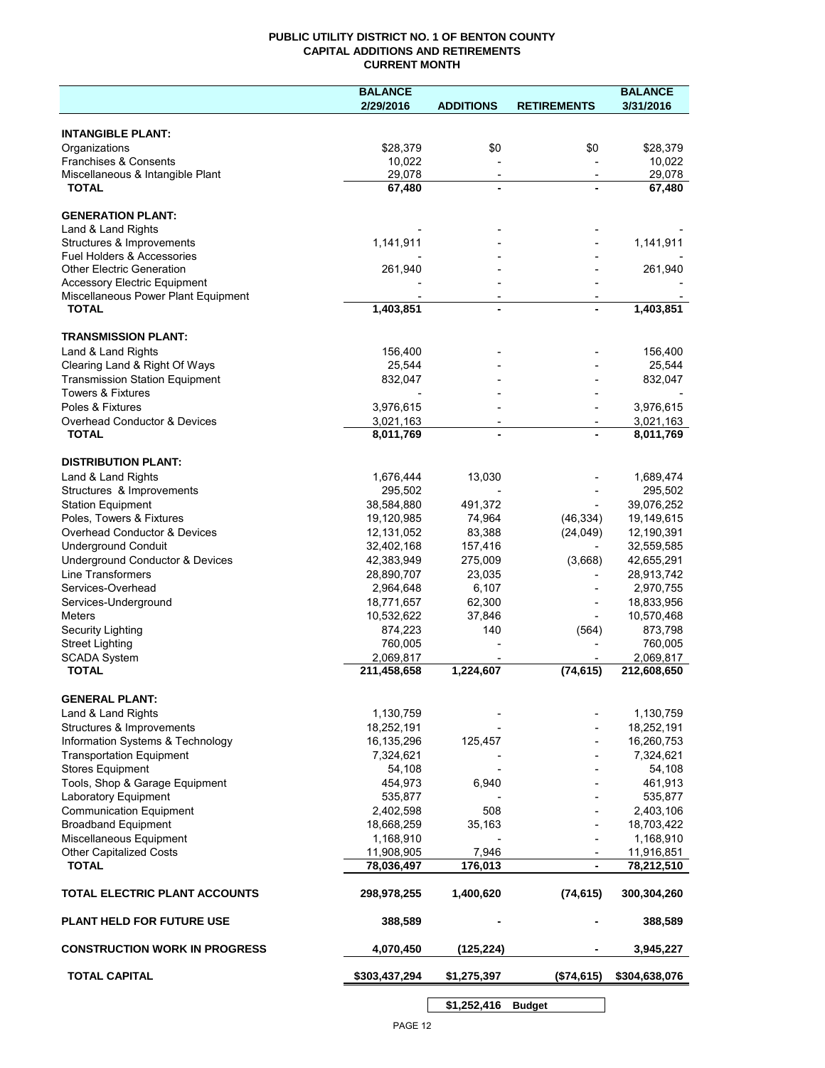# PUBLIC UTILITY DISTRICT NO. 1 OF BENTON COUNTY
## CAPITAL ADDITIONS AND RETIREMENTS
### CURRENT MONTH

| | BALANCE 2/29/2016 | ADDITIONS | RETIREMENTS | BALANCE 3/31/2016 |
|---|---|---|---|---|
| **INTANGIBLE PLANT:** | | | | |
| Organizations | $28,379 | $0 | $0 | $28,379 |
| Franchises & Consents | 10,022 | - | - | 10,022 |
| Miscellaneous & Intangible Plant | 29,078 | - | - | 29,078 |
| **TOTAL** | **67,480** | **-** | **-** | **67,480** |
| **GENERATION PLANT:** | | | | |
| Land & Land Rights | - | - | - | - |
| Structures & Improvements | 1,141,911 | - | - | 1,141,911 |
| Fuel Holders & Accessories | - | - | - | - |
| Other Electric Generation | 261,940 | - | - | 261,940 |
| Accessory Electric Equipment | - | - | - | - |
| Miscellaneous Power Plant Equipment | - | - | - | - |
| **TOTAL** | **1,403,851** | **-** | **-** | **1,403,851** |
| **TRANSMISSION PLANT:** | | | | |
| Land & Land Rights | 156,400 | - | - | 156,400 |
| Clearing Land & Right Of Ways | 25,544 | - | - | 25,544 |
| Transmission Station Equipment | 832,047 | - | - | 832,047 |
| Towers & Fixtures | - | - | - | - |
| Poles & Fixtures | 3,976,615 | - | - | 3,976,615 |
| Overhead Conductor & Devices | 3,021,163 | - | - | 3,021,163 |
| **TOTAL** | **8,011,769** | **-** | **-** | **8,011,769** |
| **DISTRIBUTION PLANT:** | | | | |
| Land & Land Rights | 1,676,444 | 13,030 | - | 1,689,474 |
| Structures & Improvements | 295,502 | - | - | 295,502 |
| Station Equipment | 38,584,880 | 491,372 | - | 39,076,252 |
| Poles, Towers & Fixtures | 19,120,985 | 74,964 | (46,334) | 19,149,615 |
| Overhead Conductor & Devices | 12,131,052 | 83,388 | (24,049) | 12,190,391 |
| Underground Conduit | 32,402,168 | 157,416 | - | 32,559,585 |
| Underground Conductor & Devices | 42,383,949 | 275,009 | (3,668) | 42,655,291 |
| Line Transformers | 28,890,707 | 23,035 | - | 28,913,742 |
| Services-Overhead | 2,964,648 | 6,107 | - | 2,970,755 |
| Services-Underground | 18,771,657 | 62,300 | - | 18,833,956 |
| Meters | 10,532,622 | 37,846 | - | 10,570,468 |
| Security Lighting | 874,223 | 140 | (564) | 873,798 |
| Street Lighting | 760,005 | - | - | 760,005 |
| SCADA System | 2,069,817 | - | - | 2,069,817 |
| **TOTAL** | **211,458,658** | **1,224,607** | **(74,615)** | **212,608,650** |
| **GENERAL PLANT:** | | | | |
| Land & Land Rights | 1,130,759 | - | - | 1,130,759 |
| Structures & Improvements | 18,252,191 | - | - | 18,252,191 |
| Information Systems & Technology | 16,135,296 | 125,457 | - | 16,260,753 |
| Transportation Equipment | 7,324,621 | - | - | 7,324,621 |
| Stores Equipment | 54,108 | - | - | 54,108 |
| Tools, Shop & Garage Equipment | 454,973 | 6,940 | - | 461,913 |
| Laboratory Equipment | 535,877 | - | - | 535,877 |
| Communication Equipment | 2,402,598 | 508 | - | 2,403,106 |
| Broadband Equipment | 18,668,259 | 35,163 | - | 18,703,422 |
| Miscellaneous Equipment | 1,168,910 | - | - | 1,168,910 |
| Other Capitalized Costs | 11,908,905 | 7,946 | - | 11,916,851 |
| **TOTAL** | **78,036,497** | **176,013** | **-** | **78,212,510** |
| **TOTAL ELECTRIC PLANT ACCOUNTS** | **298,978,255** | **1,400,620** | **(74,615)** | **300,304,260** |
| **PLANT HELD FOR FUTURE USE** | **388,589** | **-** | **-** | **388,589** |
| **CONSTRUCTION WORK IN PROGRESS** | **4,070,450** | **(125,224)** | **-** | **3,945,227** |
| **TOTAL CAPITAL** | **$303,437,294** | **$1,275,397** | **($74,615)** | **$304,638,076** |

| | | | | |
|---|---|---|---|---|
| | | **$1,252,416** | **Budget** | |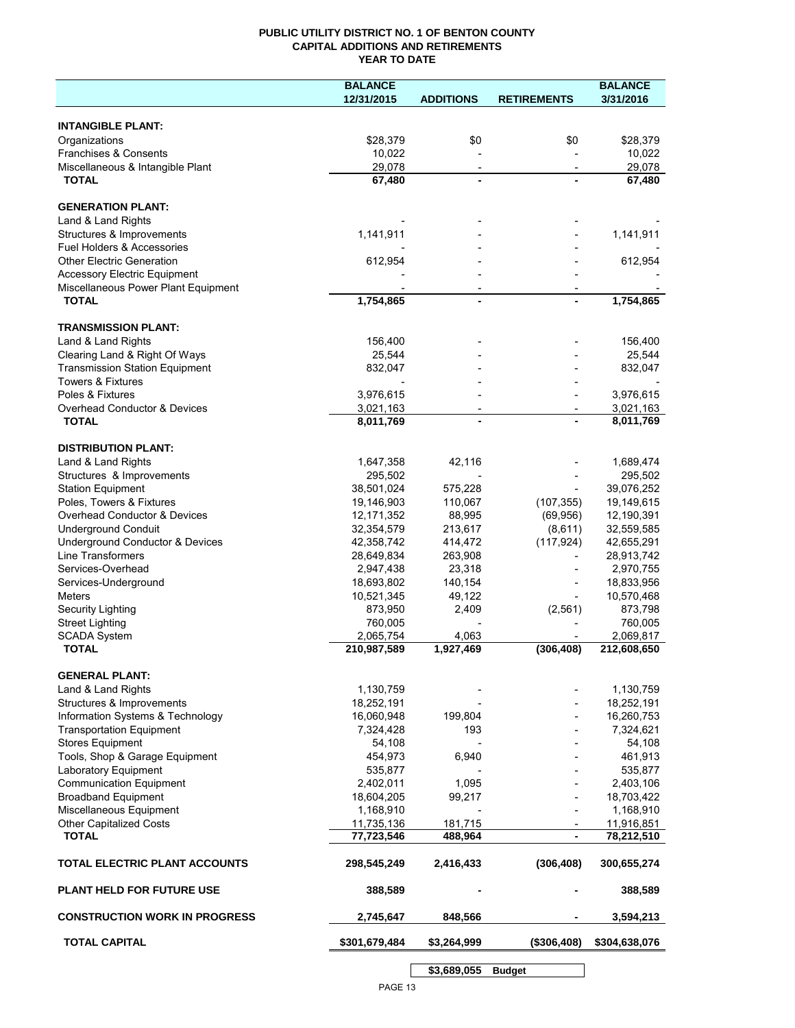# PUBLIC UTILITY DISTRICT NO. 1 OF BENTON COUNTY
## CAPITAL ADDITIONS AND RETIREMENTS
## YEAR TO DATE

| | BALANCE 12/31/2015 | ADDITIONS | RETIREMENTS | BALANCE 3/31/2016 |
|---|---|---|---|---|
| **INTANGIBLE PLANT:** | | | | |
| Organizations | $28,379 | $0 | $0 | $28,379 |
| Franchises & Consents | 10,022 | - | - | 10,022 |
| Miscellaneous & Intangible Plant | 29,078 | - | - | 29,078 |
| **TOTAL** | **67,480** | **-** | **-** | **67,480** |
| **GENERATION PLANT:** | | | | |
| Land & Land Rights | - | - | - | - |
| Structures & Improvements | 1,141,911 | - | - | 1,141,911 |
| Fuel Holders & Accessories | - | - | - | - |
| Other Electric Generation | 612,954 | - | - | 612,954 |
| Accessory Electric Equipment | - | - | - | - |
| Miscellaneous Power Plant Equipment | - | - | - | - |
| **TOTAL** | **1,754,865** | **-** | **-** | **1,754,865** |
| **TRANSMISSION PLANT:** | | | | |
| Land & Land Rights | 156,400 | - | - | 156,400 |
| Clearing Land & Right Of Ways | 25,544 | - | - | 25,544 |
| Transmission Station Equipment | 832,047 | - | - | 832,047 |
| Towers & Fixtures | - | - | - | - |
| Poles & Fixtures | 3,976,615 | - | - | 3,976,615 |
| Overhead Conductor & Devices | 3,021,163 | - | - | 3,021,163 |
| **TOTAL** | **8,011,769** | **-** | **-** | **8,011,769** |
| **DISTRIBUTION PLANT:** | | | | |
| Land & Land Rights | 1,647,358 | 42,116 | - | 1,689,474 |
| Structures & Improvements | 295,502 | - | - | 295,502 |
| Station Equipment | 38,501,024 | 575,228 | - | 39,076,252 |
| Poles, Towers & Fixtures | 19,146,903 | 110,067 | (107,355) | 19,149,615 |
| Overhead Conductor & Devices | 12,171,352 | 88,995 | (69,956) | 12,190,391 |
| Underground Conduit | 32,354,579 | 213,617 | (8,611) | 32,559,585 |
| Underground Conductor & Devices | 42,358,742 | 414,472 | (117,924) | 42,655,291 |
| Line Transformers | 28,649,834 | 263,908 | - | 28,913,742 |
| Services-Overhead | 2,947,438 | 23,318 | - | 2,970,755 |
| Services-Underground | 18,693,802 | 140,154 | - | 18,833,956 |
| Meters | 10,521,345 | 49,122 | - | 10,570,468 |
| Security Lighting | 873,950 | 2,409 | (2,561) | 873,798 |
| Street Lighting | 760,005 | - | - | 760,005 |
| SCADA System | 2,065,754 | 4,063 | - | 2,069,817 |
| **TOTAL** | **210,987,589** | **1,927,469** | **(306,408)** | **212,608,650** |
| **GENERAL PLANT:** | | | | |
| Land & Land Rights | 1,130,759 | - | - | 1,130,759 |
| Structures & Improvements | 18,252,191 | - | - | 18,252,191 |
| Information Systems & Technology | 16,060,948 | 199,804 | - | 16,260,753 |
| Transportation Equipment | 7,324,428 | 193 | - | 7,324,621 |
| Stores Equipment | 54,108 | - | - | 54,108 |
| Tools, Shop & Garage Equipment | 454,973 | 6,940 | - | 461,913 |
| Laboratory Equipment | 535,877 | - | - | 535,877 |
| Communication Equipment | 2,402,011 | 1,095 | - | 2,403,106 |
| Broadband Equipment | 18,604,205 | 99,217 | - | 18,703,422 |
| Miscellaneous Equipment | 1,168,910 | - | - | 1,168,910 |
| Other Capitalized Costs | 11,735,136 | 181,715 | - | 11,916,851 |
| **TOTAL** | **77,723,546** | **488,964** | **-** | **78,212,510** |
| **TOTAL ELECTRIC PLANT ACCOUNTS** | **298,545,249** | **2,416,433** | **(306,408)** | **300,655,274** |
| **PLANT HELD FOR FUTURE USE** | **388,589** | **-** | **-** | **388,589** |
| **CONSTRUCTION WORK IN PROGRESS** | **2,745,647** | **848,566** | **-** | **3,594,213** |
| **TOTAL CAPITAL** | **$301,679,484** | **$3,264,999** | **($306,408)** | **$304,638,076** |
| | | **$3,689,055** | **Budget** | |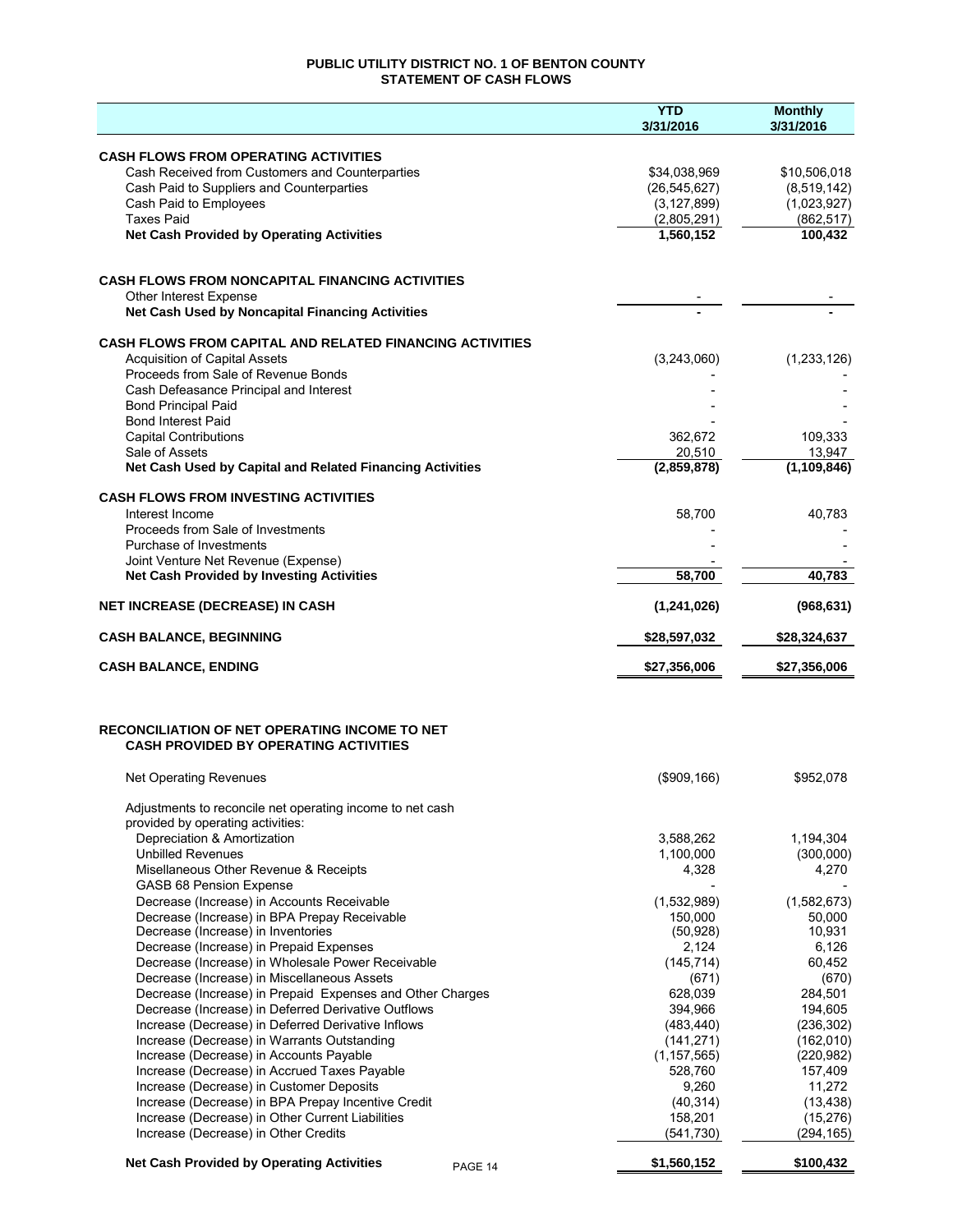# PUBLIC UTILITY DISTRICT NO. 1 OF BENTON COUNTY
## STATEMENT OF CASH FLOWS

| | YTD 3/31/2016 | Monthly 3/31/2016 |
|---|---|---|
| **CASH FLOWS FROM OPERATING ACTIVITIES** | | |
| Cash Received from Customers and Counterparties | $34,038,969 | $10,506,018 |
| Cash Paid to Suppliers and Counterparties | (26,545,627) | (8,519,142) |
| Cash Paid to Employees | (3,127,899) | (1,023,927) |
| Taxes Paid | (2,805,291) | (862,517) |
| **Net Cash Provided by Operating Activities** | **1,560,152** | **100,432** |
| **CASH FLOWS FROM NONCAPITAL FINANCING ACTIVITIES** | | |
| Other Interest Expense | - | - |
| **Net Cash Used by Noncapital Financing Activities** | **-** | **-** |
| **CASH FLOWS FROM CAPITAL AND RELATED FINANCING ACTIVITIES** | | |
| Acquisition of Capital Assets | (3,243,060) | (1,233,126) |
| Proceeds from Sale of Revenue Bonds | - | - |
| Cash Defeasance Principal and Interest | - | - |
| Bond Principal Paid | - | - |
| Bond Interest Paid | - | - |
| Capital Contributions | 362,672 | 109,333 |
| Sale of Assets | 20,510 | 13,947 |
| **Net Cash Used by Capital and Related Financing Activities** | **(2,859,878)** | **(1,109,846)** |
| **CASH FLOWS FROM INVESTING ACTIVITIES** | | |
| Interest Income | 58,700 | 40,783 |
| Proceeds from Sale of Investments | - | - |
| Purchase of Investments | - | - |
| Joint Venture Net Revenue (Expense) | - | - |
| **Net Cash Provided by Investing Activities** | **58,700** | **40,783** |
| **NET INCREASE (DECREASE) IN CASH** | **(1,241,026)** | **(968,631)** |
| **CASH BALANCE, BEGINNING** | **$28,597,032** | **$28,324,637** |
| **CASH BALANCE, ENDING** | **$27,356,006** | **$27,356,006** |

## RECONCILIATION OF NET OPERATING INCOME TO NET CASH PROVIDED BY OPERATING ACTIVITIES

| | YTD 3/31/2016 | Monthly 3/31/2016 |
|---|---|---|
| Net Operating Revenues | ($909,166) | $952,078 |
| Adjustments to reconcile net operating income to net cash provided by operating activities: | | |
| Depreciation & Amortization | 3,588,262 | 1,194,304 |
| Unbilled Revenues | 1,100,000 | (300,000) |
| Misellaneous Other Revenue & Receipts | 4,328 | 4,270 |
| GASB 68 Pension Expense | - | - |
| Decrease (Increase) in Accounts Receivable | (1,532,989) | (1,582,673) |
| Decrease (Increase) in BPA Prepay Receivable | 150,000 | 50,000 |
| Decrease (Increase) in Inventories | (50,928) | 10,931 |
| Decrease (Increase) in Prepaid Expenses | 2,124 | 6,126 |
| Decrease (Increase) in Wholesale Power Receivable | (145,714) | 60,452 |
| Decrease (Increase) in Miscellaneous Assets | (671) | (670) |
| Decrease (Increase) in Prepaid Expenses and Other Charges | 628,039 | 284,501 |
| Decrease (Increase) in Deferred Derivative Outflows | 394,966 | 194,605 |
| Increase (Decrease) in Deferred Derivative Inflows | (483,440) | (236,302) |
| Increase (Decrease) in Warrants Outstanding | (141,271) | (162,010) |
| Increase (Decrease) in Accounts Payable | (1,157,565) | (220,982) |
| Increase (Decrease) in Accrued Taxes Payable | 528,760 | 157,409 |
| Increase (Decrease) in Customer Deposits | 9,260 | 11,272 |
| Increase (Decrease) in BPA Prepay Incentive Credit | (40,314) | (13,438) |
| Increase (Decrease) in Other Current Liabilities | 158,201 | (15,276) |
| Increase (Decrease) in Other Credits | (541,730) | (294,165) |
| **Net Cash Provided by Operating Activities** | **$1,560,152** | **$100,432** |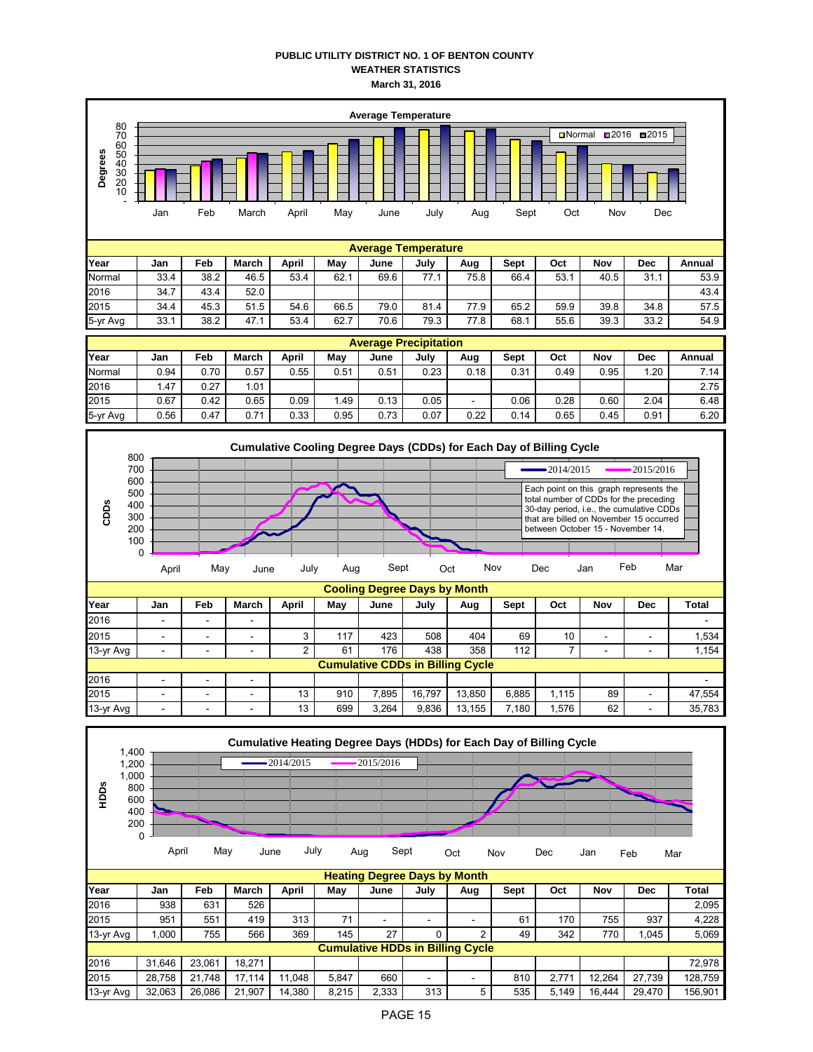**PUBLIC UTILITY DISTRICT NO. 1 OF BENTON COUNTY**
**WEATHER STATISTICS**
**March 31, 2016**

**Average Temperature**

| Year | Jan | Feb | March | April | May | June | July | Aug | Sept | Oct | Nov | Dec | Annual |
|---|---|---|---|---|---|---|---|---|---|---|---|---|---|
| Normal | 33.4 | 38.2 | 46.5 | 53.4 | 62.1 | 69.6 | 77.1 | 75.8 | 66.4 | 53.1 | 40.5 | 31.1 | 53.9 |
| 2016 | 34.7 | 43.4 | 52.0 | | | | | | | | | | 43.4 |
| 2015 | 34.4 | 45.3 | 51.5 | 54.6 | 66.5 | 79.0 | 81.4 | 77.9 | 65.2 | 59.9 | 39.8 | 34.8 | 57.5 |
| 5-yr Avg | 33.1 | 38.2 | 47.1 | 53.4 | 62.7 | 70.6 | 79.3 | 77.8 | 68.1 | 55.6 | 39.3 | 33.2 | 54.9 |

**Average Precipitation**

| Year | Jan | Feb | March | April | May | June | July | Aug | Sept | Oct | Nov | Dec | Annual |
|---|---|---|---|---|---|---|---|---|---|---|---|---|---|
| Normal | 0.94 | 0.70 | 0.57 | 0.55 | 0.51 | 0.51 | 0.23 | 0.18 | 0.31 | 0.49 | 0.95 | 1.20 | 7.14 |
| 2016 | 1.47 | 0.27 | 1.01 | | | | | | | | | | 2.75 |
| 2015 | 0.67 | 0.42 | 0.65 | 0.09 | 1.49 | 0.13 | 0.05 | - | 0.06 | 0.28 | 0.60 | 2.04 | 6.48 |
| 5-yr Avg | 0.56 | 0.47 | 0.71 | 0.33 | 0.95 | 0.73 | 0.07 | 0.22 | 0.14 | 0.65 | 0.45 | 0.91 | 6.20 |

**Cumulative Cooling Degree Days (CDDs) for Each Day of Billing Cycle**

Each point on this graph represents the total number of CDDs for the preceding 30-day period, i.e., the cumulative CDDs that are billed on November 15 occurred between October 15 - November 14.

**Cooling Degree Days by Month**

| Year | Jan | Feb | March | April | May | June | July | Aug | Sept | Oct | Nov | Dec | Total |
|---|---|---|---|---|---|---|---|---|---|---|---|---|---|
| 2016 | - | - | - | | | | | | | | | | - |
| 2015 | - | - | - | 3 | 117 | 423 | 508 | 404 | 69 | 10 | - | - | 1,534 |
| 13-yr Avg | - | - | - | 2 | 61 | 176 | 438 | 358 | 112 | 7 | - | - | 1,154 |
| **Cumulative CDDs in Billing Cycle** | | | | | | | | | | | | | |
| 2016 | - | - | - | | | | | | | | | | - |
| 2015 | - | - | - | 13 | 910 | 7,895 | 16,797 | 13,850 | 6,885 | 1,115 | 89 | - | 47,554 |
| 13-yr Avg | - | - | - | 13 | 699 | 3,264 | 9,836 | 13,155 | 7,180 | 1,576 | 62 | - | 35,783 |

**Cumulative Heating Degree Days (HDDs) for Each Day of Billing Cycle**

**Heating Degree Days by Month**

| Year | Jan | Feb | March | April | May | June | July | Aug | Sept | Oct | Nov | Dec | Total |
|---|---|---|---|---|---|---|---|---|---|---|---|---|---|
| 2016 | 938 | 631 | 526 | | | | | | | | | | 2,095 |
| 2015 | 951 | 551 | 419 | 313 | 71 | - | - | - | 61 | 170 | 755 | 937 | 4,228 |
| 13-yr Avg | 1,000 | 755 | 566 | 369 | 145 | 27 | 0 | 2 | 49 | 342 | 770 | 1,045 | 5,069 |
| **Cumulative HDDs in Billing Cycle** | | | | | | | | | | | | | |
| 2016 | 31,646 | 23,061 | 18,271 | | | | | | | | | | 72,978 |
| 2015 | 28,758 | 21,748 | 17,114 | 11,048 | 5,847 | 660 | - | - | 810 | 2,771 | 12,264 | 27,739 | 128,759 |
| 13-yr Avg | 32,063 | 26,086 | 21,907 | 14,380 | 8,215 | 2,333 | 313 | 5 | 535 | 5,149 | 16,444 | 29,470 | 156,901 |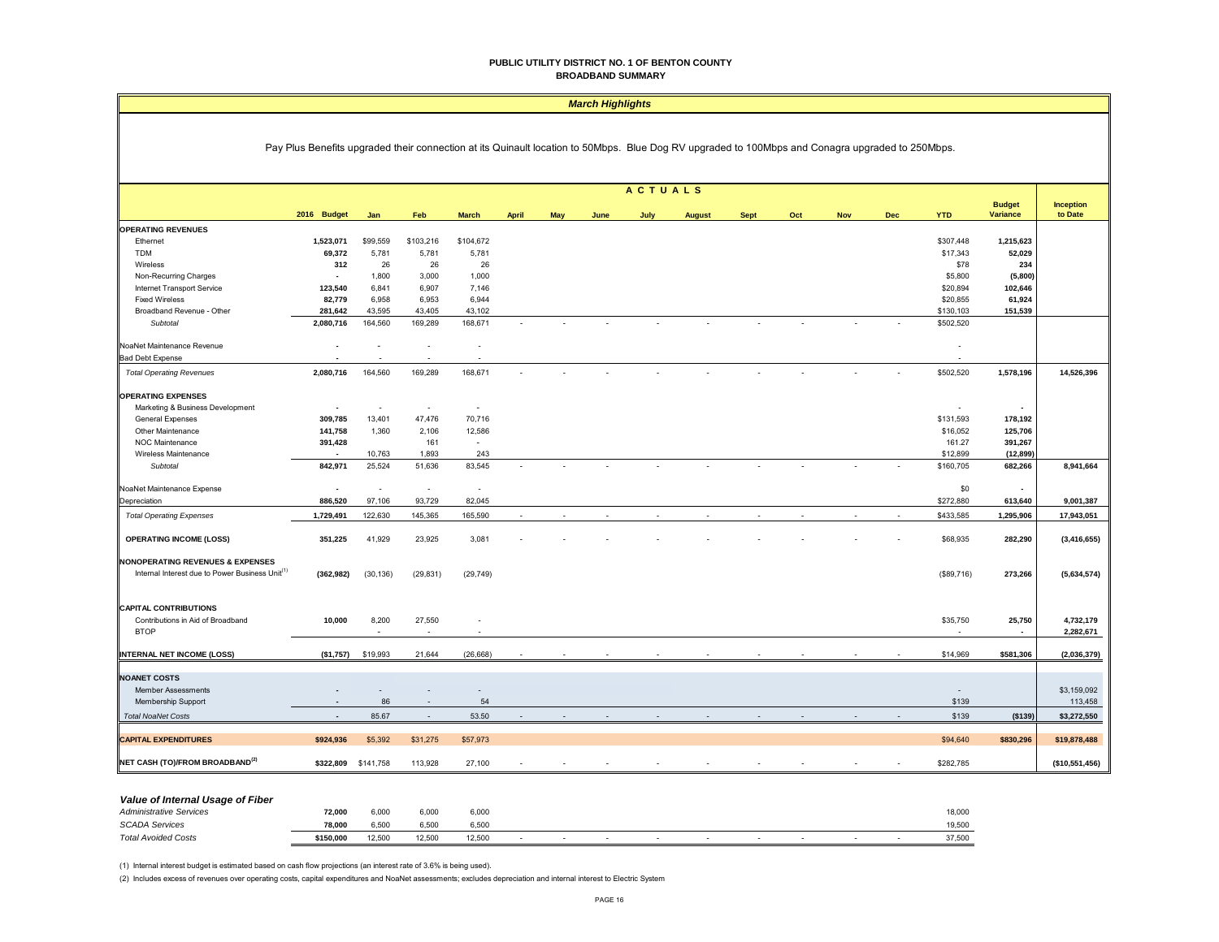# PUBLIC UTILITY DISTRICT NO. 1 OF BENTON COUNTY
## BROADBAND SUMMARY

### *March Highlights*

Pay Plus Benefits upgraded their connection at its Quinault location to 50Mbps. Blue Dog RV upgraded to 100Mbps and Conagra upgraded to 250Mbps.

| | 2016 Budget | Jan | Feb | March | April | May | June | July | August | Sept | Oct | Nov | Dec | YTD | Budget Variance | Inception to Date |
|---|---|---|---|---|---|---|---|---|---|---|---|---|---|---|---|---|
| | | ACTUALS | | | | | | | | | | | | | | |
| **OPERATING REVENUES** | | | | | | | | | | | | | | | | |
| Ethernet | **1,523,071** | $99,559 | $103,216 | $104,672 | | | | | | | | | | $307,448 | **1,215,623** | |
| TDM | **69,372** | 5,781 | 5,781 | 5,781 | | | | | | | | | | $17,343 | **52,029** | |
| Wireless | **312** | 26 | 26 | 26 | | | | | | | | | | $78 | **234** | |
| Non-Recurring Charges | **-** | 1,800 | 3,000 | 1,000 | | | | | | | | | | $5,800 | **(5,800)** | |
| Internet Transport Service | **123,540** | 6,841 | 6,907 | 7,146 | | | | | | | | | | $20,894 | **102,646** | |
| Fixed Wireless | **82,779** | 6,958 | 6,953 | 6,944 | | | | | | | | | | $20,855 | **61,924** | |
| Broadband Revenue - Other | **281,642** | 43,595 | 43,405 | 43,102 | | | | | | | | | | $130,103 | **151,539** | |
| *Subtotal* | **2,080,716** | 164,560 | 169,289 | 168,671 | - | - | - | - | - | - | - | - | - | $502,520 | | |
| NoaNet Maintenance Revenue | **-** | - | - | - | | | | | | | | | | - | | |
| Bad Debt Expense | **-** | - | - | - | | | | | | | | | | - | | |
| *Total Operating Revenues* | **2,080,716** | 164,560 | 169,289 | 168,671 | - | - | - | - | - | - | - | - | - | $502,520 | **1,578,196** | **14,526,396** |
| **OPERATING EXPENSES** | | | | | | | | | | | | | | | | |
| Marketing & Business Development | **-** | - | - | - | | | | | | | | | | - | **-** | |
| General Expenses | **309,785** | 13,401 | 47,476 | 70,716 | | | | | | | | | | $131,593 | **178,192** | |
| Other Maintenance | **141,758** | 1,360 | 2,106 | 12,586 | | | | | | | | | | $16,052 | **125,706** | |
| NOC Maintenance | **391,428** | | 161 | - | | | | | | | | | | 161.27 | **391,267** | |
| Wireless Maintenance | **-** | 10,763 | 1,893 | 243 | | | | | | | | | | $12,899 | **(12,899)** | |
| *Subtotal* | **842,971** | 25,524 | 51,636 | 83,545 | - | - | - | - | - | - | - | - | - | $160,705 | **682,266** | **8,941,664** |
| NoaNet Maintenance Expense | **-** | - | - | - | | | | | | | | | | $0 | **-** | |
| Depreciation | **886,520** | 97,106 | 93,729 | 82,045 | | | | | | | | | | $272,880 | **613,640** | **9,001,387** |
| *Total Operating Expenses* | **1,729,491** | 122,630 | 145,365 | 165,590 | - | - | - | - | - | - | - | - | - | $433,585 | **1,295,906** | **17,943,051** |
| **OPERATING INCOME (LOSS)** | **351,225** | 41,929 | 23,925 | 3,081 | - | - | - | - | - | - | - | - | - | $68,935 | **282,290** | **(3,416,655)** |
| **NONOPERATING REVENUES & EXPENSES** | | | | | | | | | | | | | | | | |
| Internal Interest due to Power Business Unit[1] | **(362,982)** | (30,136) | (29,831) | (29,749) | | | | | | | | | | ($89,716) | **273,266** | **(5,634,574)** |
| **CAPITAL CONTRIBUTIONS** | | | | | | | | | | | | | | | | |
| Contributions in Aid of Broadband | **10,000** | 8,200 | 27,550 | - | | | | | | | | | | $35,750 | **25,750** | **4,732,179** |
| BTOP | | - | - | - | | | | | | | | | | - | **-** | **2,282,671** |
| **INTERNAL NET INCOME (LOSS)** | **($1,757)** | $19,993 | 21,644 | (26,668) | - | - | - | - | - | - | - | - | - | $14,969 | **$581,306** | **(2,036,379)** |
| **NOANET COSTS** | | | | | | | | | | | | | | | | |
| Member Assessments | **-** | - | - | - | | | | | | | | | | - | | $3,159,092 |
| Membership Support | **-** | 86 | - | 54 | | | | | | | | | | $139 | | 113,458 |
| *Total NoaNet Costs* | **-** | 85.67 | - | 53.50 | - | - | - | - | - | - | - | - | - | $139 | **($139)** | **$3,272,550** |
| **CAPITAL EXPENDITURES** | **$924,936** | $5,392 | $31,275 | $57,973 | | | | | | | | | | $94,640 | **$830,296** | **$19,878,488** |
| **NET CASH (TO)/FROM BROADBAND[2]** | **$322,809** | $141,758 | 113,928 | 27,100 | - | - | - | - | - | - | - | - | - | $282,785 | | **($10,551,456)** |

### *Value of Internal Usage of Fiber*

| | 2016 Budget | Jan | Feb | March | April | May | June | July | August | Sept | Oct | Nov | Dec | YTD |
|---|---|---|---|---|---|---|---|---|---|---|---|---|---|---|
| *Administrative Services* | **72,000** | 6,000 | 6,000 | 6,000 | | | | | | | | | | 18,000 |
| *SCADA Services* | **78,000** | 6,500 | 6,500 | 6,500 | | | | | | | | | | 19,500 |
| *Total Avoided Costs* | **$150,000** | 12,500 | 12,500 | 12,500 | - | - | - | - | - | - | - | - | - | 37,500 |

(1) Internal interest budget is estimated based on cash flow projections (an interest rate of 3.6% is being used).

(2) Includes excess of revenues over operating costs, capital expenditures and NoaNet assessments; excludes depreciation and internal interest to Electric System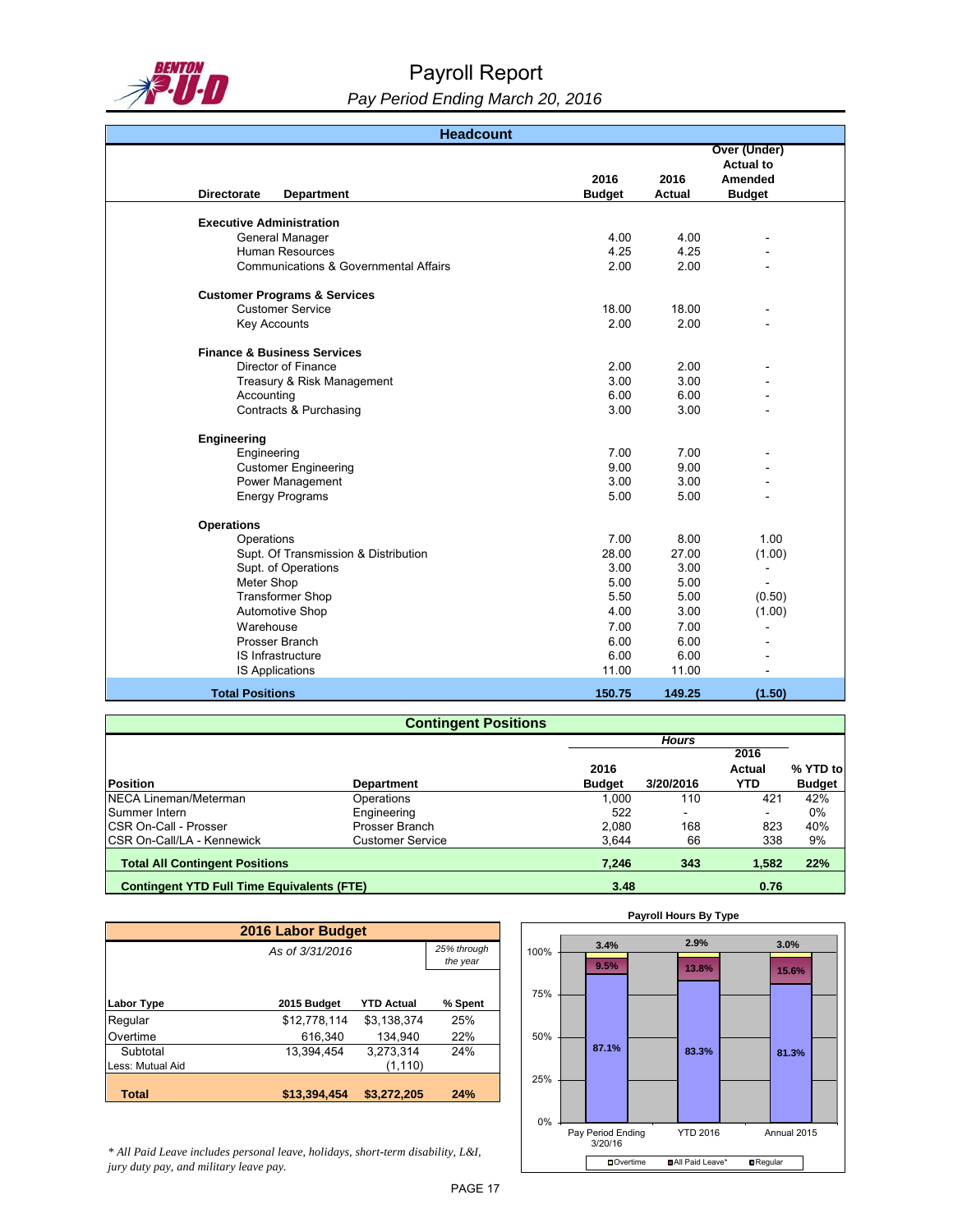# Payroll Report

*Pay Period Ending March 20, 2016*

## Headcount

| Directorate | Department | 2016 Budget | 2016 Actual | Over (Under) Actual to Amended Budget |
|---|---|---|---|---|
| **Executive Administration** | | | | |
| | General Manager | 4.00 | 4.00 | - |
| | Human Resources | 4.25 | 4.25 | - |
| | Communications & Governmental Affairs | 2.00 | 2.00 | - |
| **Customer Programs & Services** | | | | |
| | Customer Service | 18.00 | 18.00 | - |
| | Key Accounts | 2.00 | 2.00 | - |
| **Finance & Business Services** | | | | |
| | Director of Finance | 2.00 | 2.00 | - |
| | Treasury & Risk Management | 3.00 | 3.00 | - |
| | Accounting | 6.00 | 6.00 | - |
| | Contracts & Purchasing | 3.00 | 3.00 | - |
| **Engineering** | | | | |
| | Engineering | 7.00 | 7.00 | - |
| | Customer Engineering | 9.00 | 9.00 | - |
| | Power Management | 3.00 | 3.00 | - |
| | Energy Programs | 5.00 | 5.00 | - |
| **Operations** | | | | |
| | Operations | 7.00 | 8.00 | 1.00 |
| | Supt. Of Transmission & Distribution | 28.00 | 27.00 | (1.00) |
| | Supt. of Operations | 3.00 | 3.00 | - |
| | Meter Shop | 5.00 | 5.00 | - |
| | Transformer Shop | 5.50 | 5.00 | (0.50) |
| | Automotive Shop | 4.00 | 3.00 | (1.00) |
| | Warehouse | 7.00 | 7.00 | - |
| | Prosser Branch | 6.00 | 6.00 | - |
| | IS Infrastructure | 6.00 | 6.00 | - |
| | IS Applications | 11.00 | 11.00 | - |
| **Total Positions** | | **150.75** | **149.25** | **(1.50)** |

## Contingent Positions

| Position | Department | Hours: 2016 Budget | Hours: 3/20/2016 | Hours: 2016 Actual YTD | % YTD to Budget |
|---|---|---|---|---|---|
| NECA Lineman/Meterman | Operations | 1,000 | 110 | 421 | 42% |
| Summer Intern | Engineering | 522 | - | - | 0% |
| CSR On-Call - Prosser | Prosser Branch | 2,080 | 168 | 823 | 40% |
| CSR On-Call/LA - Kennewick | Customer Service | 3,644 | 66 | 338 | 9% |
| **Total All Contingent Positions** | | **7,246** | **343** | **1,582** | **22%** |
| **Contingent YTD Full Time Equivalents (FTE)** | | **3.48** | | **0.76** | |

## 2016 Labor Budget

*As of 3/31/2016* — *25% through the year*

| Labor Type | 2015 Budget | YTD Actual | % Spent |
|---|---|---|---|
| Regular | $12,778,114 | $3,138,374 | 25% |
| Overtime | 616,340 | 134,940 | 22% |
| Subtotal | 13,394,454 | 3,273,314 | 24% |
| Less: Mutual Aid | | (1,110) | |
| **Total** | **$13,394,454** | **$3,272,205** | **24%** |

**Payroll Hours By Type**

100%
75%
50%
25%
0%

Pay Period Ending 3/20/16: 3.4%, 9.5%, 87.1%
YTD 2016: 2.9%, 13.8%, 83.3%
Annual 2015: 3.0%, 15.6%, 81.3%

Overtime, All Paid Leave*, Regular

*\* All Paid Leave includes personal leave, holidays, short-term disability, L&I, jury duty pay, and military leave pay.*